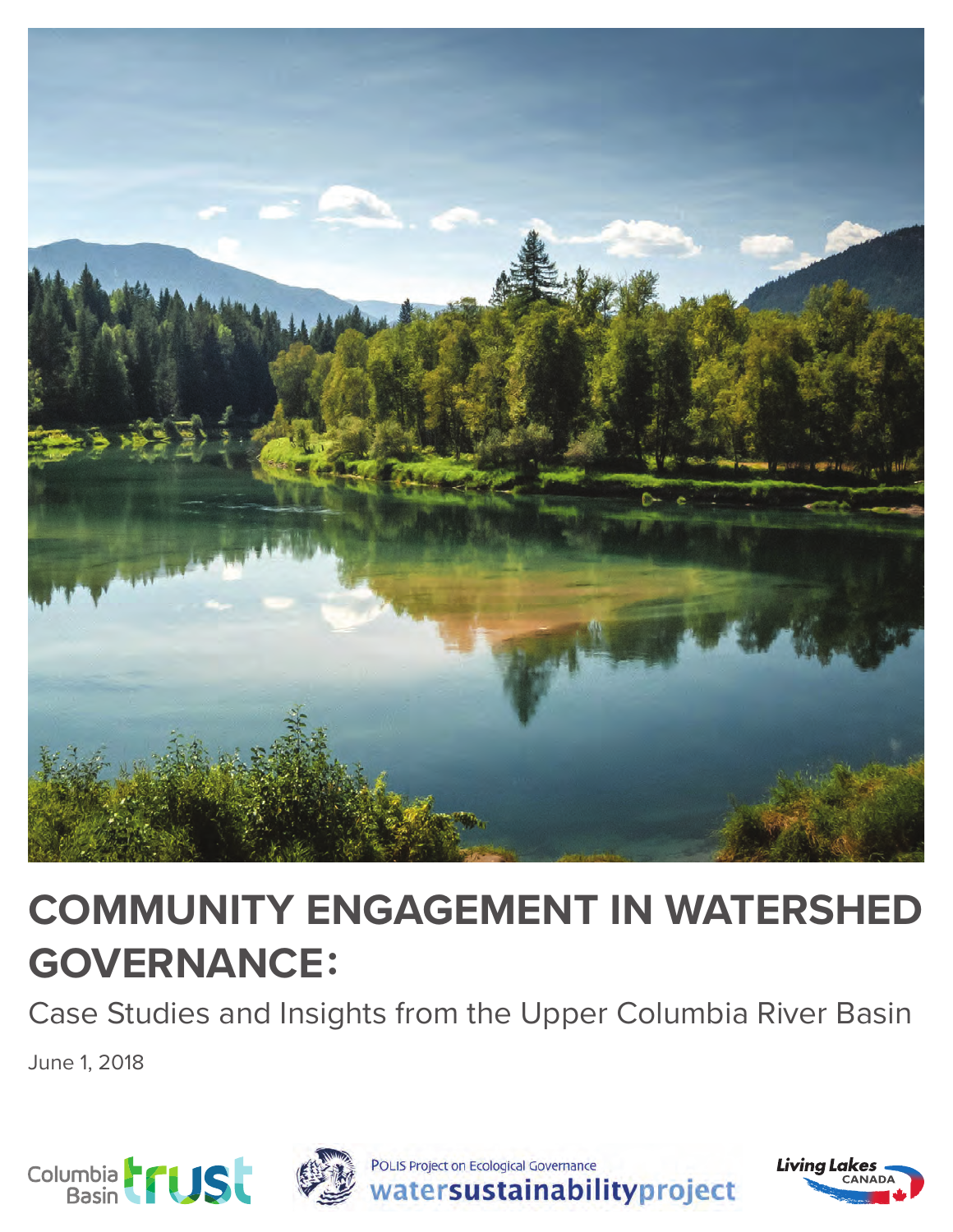# COMMUNITY ENGAGEMENT IN WATERSHED GOVERNANCE:

Case Studies and Insights from the Upper Columbia River Basin

June 1, 2018

Columbia Basin trust

POLIS Project on Ecological Governance
watersustainabilityproject

Living Lakes CANADA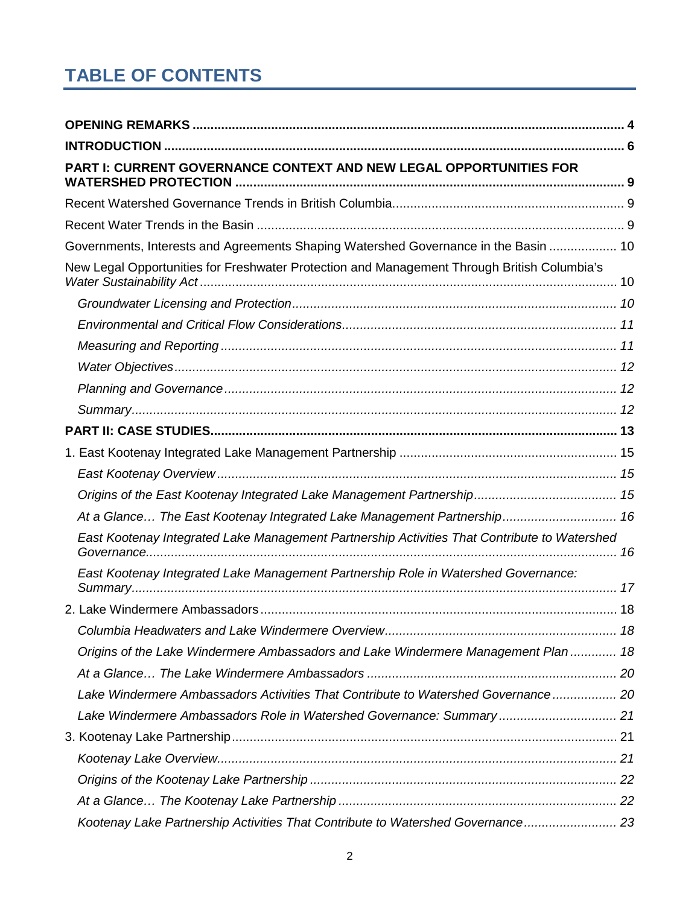# TABLE OF CONTENTS

**OPENING REMARKS** ..... 4

**INTRODUCTION** ..... 6

**PART I: CURRENT GOVERNANCE CONTEXT AND NEW LEGAL OPPORTUNITIES FOR WATERSHED PROTECTION** ..... 9

Recent Watershed Governance Trends in British Columbia ..... 9

Recent Water Trends in the Basin ..... 9

Governments, Interests and Agreements Shaping Watershed Governance in the Basin ..... 10

New Legal Opportunities for Freshwater Protection and Management Through British Columbia's *Water Sustainability Act* ..... 10

- *Groundwater Licensing and Protection* ..... 10
- *Environmental and Critical Flow Considerations* ..... 11
- *Measuring and Reporting* ..... 11
- *Water Objectives* ..... 12
- *Planning and Governance* ..... 12
- *Summary* ..... 12

**PART II: CASE STUDIES** ..... 13

1. East Kootenay Integrated Lake Management Partnership ..... 15
   - *East Kootenay Overview* ..... 15
   - *Origins of the East Kootenay Integrated Lake Management Partnership* ..... 15
   - *At a Glance… The East Kootenay Integrated Lake Management Partnership* ..... 16
   - *East Kootenay Integrated Lake Management Partnership Activities That Contribute to Watershed Governance* ..... 16
   - *East Kootenay Integrated Lake Management Partnership Role in Watershed Governance: Summary* ..... 17
2. Lake Windermere Ambassadors ..... 18
   - *Columbia Headwaters and Lake Windermere Overview* ..... 18
   - *Origins of the Lake Windermere Ambassadors and Lake Windermere Management Plan* ..... 18
   - *At a Glance… The Lake Windermere Ambassadors* ..... 20
   - *Lake Windermere Ambassadors Activities That Contribute to Watershed Governance* ..... 20
   - *Lake Windermere Ambassadors Role in Watershed Governance: Summary* ..... 21
3. Kootenay Lake Partnership ..... 21
   - *Kootenay Lake Overview* ..... 21
   - *Origins of the Kootenay Lake Partnership* ..... 22
   - *At a Glance… The Kootenay Lake Partnership* ..... 22
   - *Kootenay Lake Partnership Activities That Contribute to Watershed Governance* ..... 23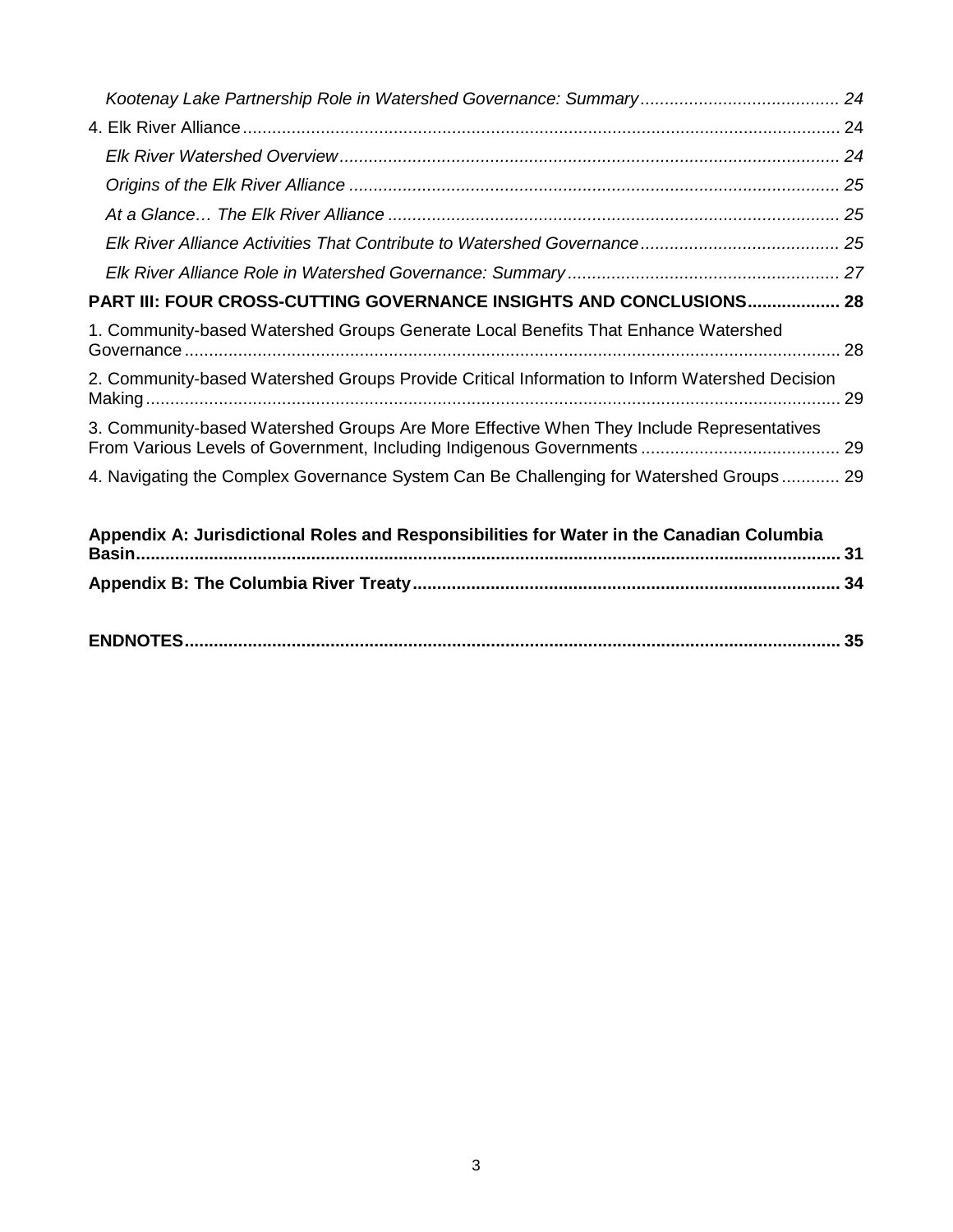*Kootenay Lake Partnership Role in Watershed Governance: Summary* ........................................ 24

4. Elk River Alliance ........................................................................................................................ 24

*Elk River Watershed Overview* ...................................................................................................... 24

*Origins of the Elk River Alliance* .................................................................................................... 25

*At a Glance… The Elk River Alliance* ............................................................................................ 25

*Elk River Alliance Activities That Contribute to Watershed Governance* ........................................ 25

*Elk River Alliance Role in Watershed Governance: Summary* ....................................................... 27

**PART III: FOUR CROSS-CUTTING GOVERNANCE INSIGHTS AND CONCLUSIONS................... 28**

1. Community-based Watershed Groups Generate Local Benefits That Enhance Watershed Governance ...................................................................................................................................... 28

2. Community-based Watershed Groups Provide Critical Information to Inform Watershed Decision Making ............................................................................................................................................. 29

3. Community-based Watershed Groups Are More Effective When They Include Representatives From Various Levels of Government, Including Indigenous Governments ......................................... 29

4. Navigating the Complex Governance System Can Be Challenging for Watershed Groups ............ 29

**Appendix A: Jurisdictional Roles and Responsibilities for Water in the Canadian Columbia Basin.............................................................................................................................................. 31**

**Appendix B: The Columbia River Treaty....................................................................................... 34**

**ENDNOTES...................................................................................................................................... 35**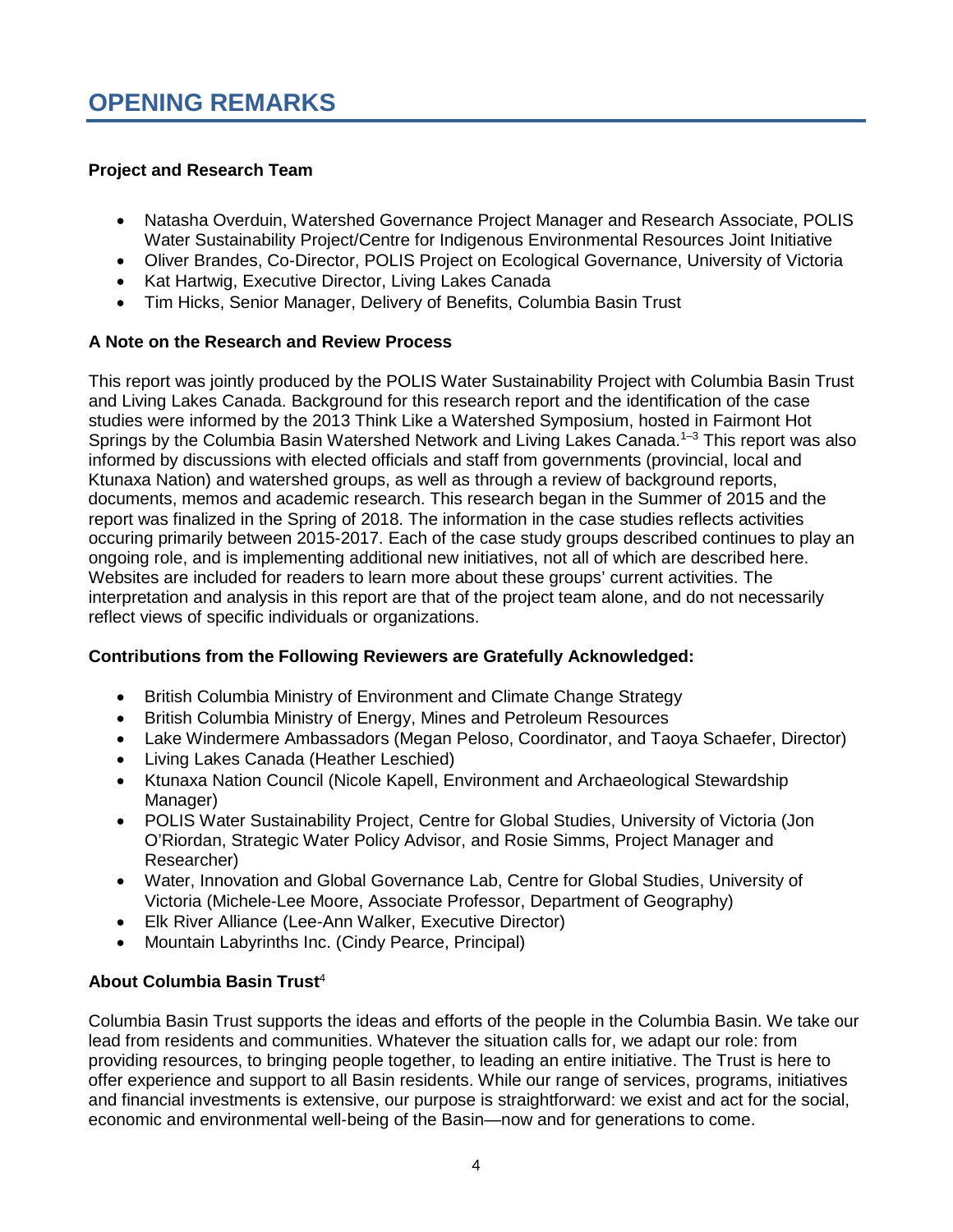# OPENING REMARKS

**Project and Research Team**

- Natasha Overduin, Watershed Governance Project Manager and Research Associate, POLIS Water Sustainability Project/Centre for Indigenous Environmental Resources Joint Initiative
- Oliver Brandes, Co-Director, POLIS Project on Ecological Governance, University of Victoria
- Kat Hartwig, Executive Director, Living Lakes Canada
- Tim Hicks, Senior Manager, Delivery of Benefits, Columbia Basin Trust

**A Note on the Research and Review Process**

This report was jointly produced by the POLIS Water Sustainability Project with Columbia Basin Trust and Living Lakes Canada. Background for this research report and the identification of the case studies were informed by the 2013 Think Like a Watershed Symposium, hosted in Fairmont Hot Springs by the Columbia Basin Watershed Network and Living Lakes Canada.[1–3] This report was also informed by discussions with elected officials and staff from governments (provincial, local and Ktunaxa Nation) and watershed groups, as well as through a review of background reports, documents, memos and academic research. This research began in the Summer of 2015 and the report was finalized in the Spring of 2018. The information in the case studies reflects activities occuring primarily between 2015-2017. Each of the case study groups described continues to play an ongoing role, and is implementing additional new initiatives, not all of which are described here. Websites are included for readers to learn more about these groups' current activities. The interpretation and analysis in this report are that of the project team alone, and do not necessarily reflect views of specific individuals or organizations.

**Contributions from the Following Reviewers are Gratefully Acknowledged:**

- British Columbia Ministry of Environment and Climate Change Strategy
- British Columbia Ministry of Energy, Mines and Petroleum Resources
- Lake Windermere Ambassadors (Megan Peloso, Coordinator, and Taoya Schaefer, Director)
- Living Lakes Canada (Heather Leschied)
- Ktunaxa Nation Council (Nicole Kapell, Environment and Archaeological Stewardship Manager)
- POLIS Water Sustainability Project, Centre for Global Studies, University of Victoria (Jon O'Riordan, Strategic Water Policy Advisor, and Rosie Simms, Project Manager and Researcher)
- Water, Innovation and Global Governance Lab, Centre for Global Studies, University of Victoria (Michele-Lee Moore, Associate Professor, Department of Geography)
- Elk River Alliance (Lee-Ann Walker, Executive Director)
- Mountain Labyrinths Inc. (Cindy Pearce, Principal)

**About Columbia Basin Trust**[4]

Columbia Basin Trust supports the ideas and efforts of the people in the Columbia Basin. We take our lead from residents and communities. Whatever the situation calls for, we adapt our role: from providing resources, to bringing people together, to leading an entire initiative. The Trust is here to offer experience and support to all Basin residents. While our range of services, programs, initiatives and financial investments is extensive, our purpose is straightforward: we exist and act for the social, economic and environmental well-being of the Basin—now and for generations to come.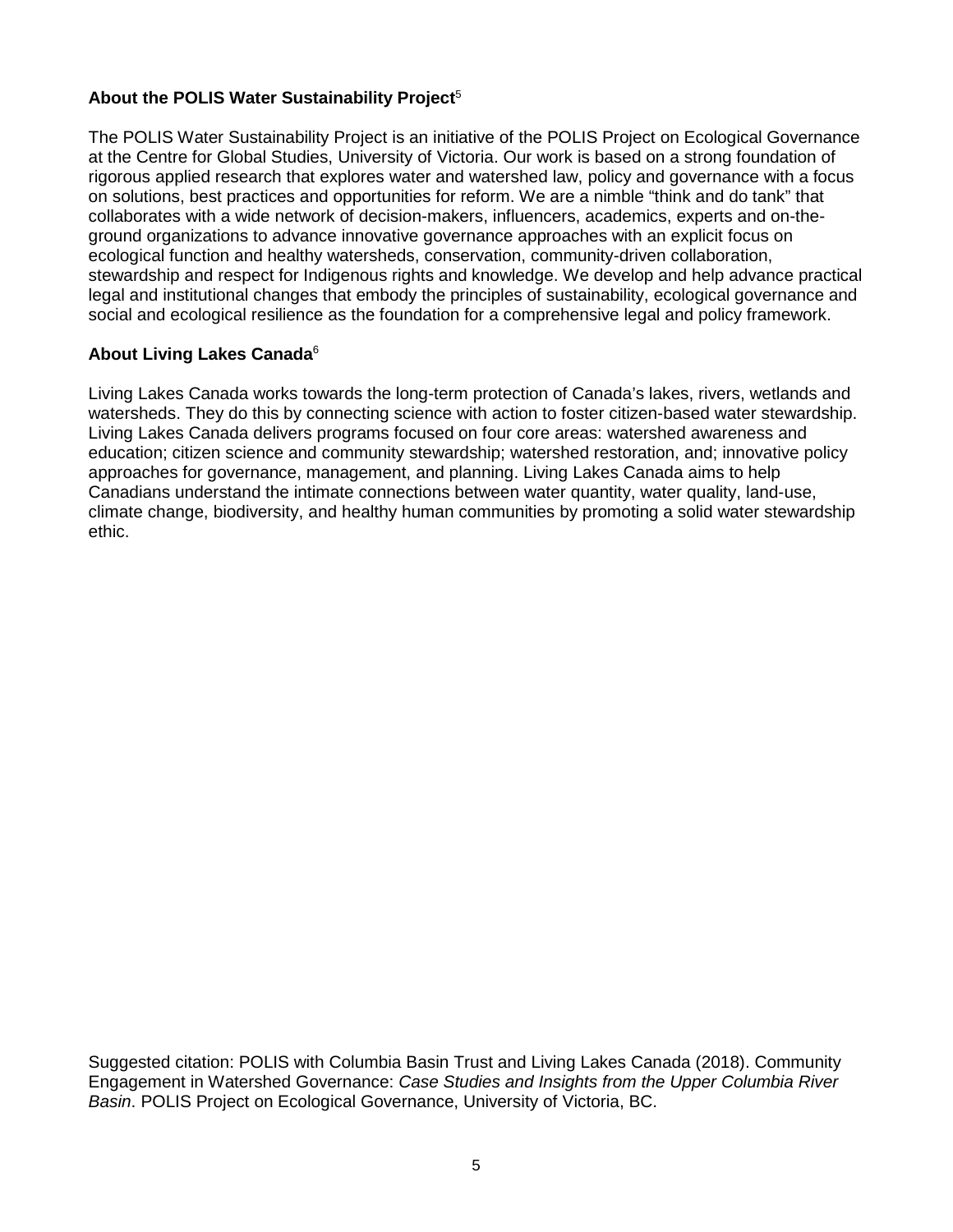**About the POLIS Water Sustainability Project**[5]

The POLIS Water Sustainability Project is an initiative of the POLIS Project on Ecological Governance at the Centre for Global Studies, University of Victoria. Our work is based on a strong foundation of rigorous applied research that explores water and watershed law, policy and governance with a focus on solutions, best practices and opportunities for reform. We are a nimble "think and do tank" that collaborates with a wide network of decision-makers, influencers, academics, experts and on-the-ground organizations to advance innovative governance approaches with an explicit focus on ecological function and healthy watersheds, conservation, community-driven collaboration, stewardship and respect for Indigenous rights and knowledge. We develop and help advance practical legal and institutional changes that embody the principles of sustainability, ecological governance and social and ecological resilience as the foundation for a comprehensive legal and policy framework.

**About Living Lakes Canada**[6]

Living Lakes Canada works towards the long-term protection of Canada's lakes, rivers, wetlands and watersheds. They do this by connecting science with action to foster citizen-based water stewardship. Living Lakes Canada delivers programs focused on four core areas: watershed awareness and education; citizen science and community stewardship; watershed restoration, and; innovative policy approaches for governance, management, and planning. Living Lakes Canada aims to help Canadians understand the intimate connections between water quantity, water quality, land-use, climate change, biodiversity, and healthy human communities by promoting a solid water stewardship ethic.

Suggested citation: POLIS with Columbia Basin Trust and Living Lakes Canada (2018). Community Engagement in Watershed Governance: *Case Studies and Insights from the Upper Columbia River Basin*. POLIS Project on Ecological Governance, University of Victoria, BC.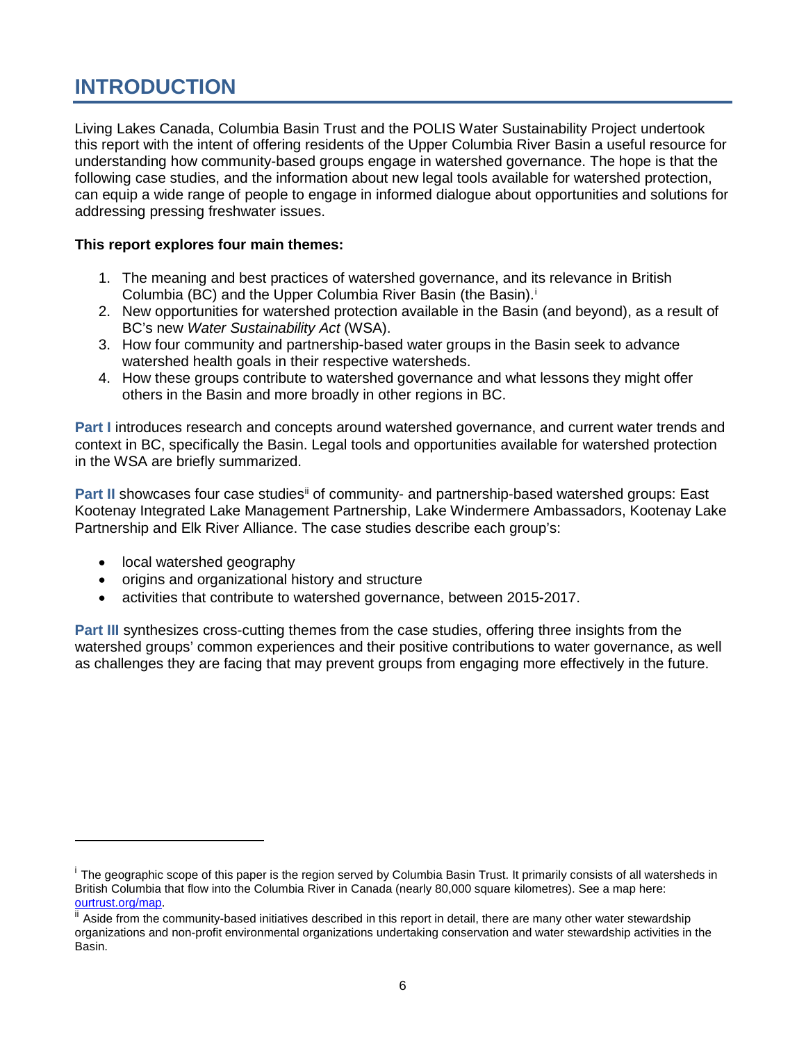# INTRODUCTION

Living Lakes Canada, Columbia Basin Trust and the POLIS Water Sustainability Project undertook this report with the intent of offering residents of the Upper Columbia River Basin a useful resource for understanding how community-based groups engage in watershed governance. The hope is that the following case studies, and the information about new legal tools available for watershed protection, can equip a wide range of people to engage in informed dialogue about opportunities and solutions for addressing pressing freshwater issues.

**This report explores four main themes:**

1. The meaning and best practices of watershed governance, and its relevance in British Columbia (BC) and the Upper Columbia River Basin (the Basin).[i]
2. New opportunities for watershed protection available in the Basin (and beyond), as a result of BC's new *Water Sustainability Act* (WSA).
3. How four community and partnership-based water groups in the Basin seek to advance watershed health goals in their respective watersheds.
4. How these groups contribute to watershed governance and what lessons they might offer others in the Basin and more broadly in other regions in BC.

**Part I** introduces research and concepts around watershed governance, and current water trends and context in BC, specifically the Basin. Legal tools and opportunities available for watershed protection in the WSA are briefly summarized.

**Part II** showcases four case studies[ii] of community- and partnership-based watershed groups: East Kootenay Integrated Lake Management Partnership, Lake Windermere Ambassadors, Kootenay Lake Partnership and Elk River Alliance. The case studies describe each group's:

- local watershed geography
- origins and organizational history and structure
- activities that contribute to watershed governance, between 2015-2017.

**Part III** synthesizes cross-cutting themes from the case studies, offering three insights from the watershed groups' common experiences and their positive contributions to water governance, as well as challenges they are facing that may prevent groups from engaging more effectively in the future.

---

[i] The geographic scope of this paper is the region served by Columbia Basin Trust. It primarily consists of all watersheds in British Columbia that flow into the Columbia River in Canada (nearly 80,000 square kilometres). See a map here: ourtrust.org/map.

[ii] Aside from the community-based initiatives described in this report in detail, there are many other water stewardship organizations and non-profit environmental organizations undertaking conservation and water stewardship activities in the Basin.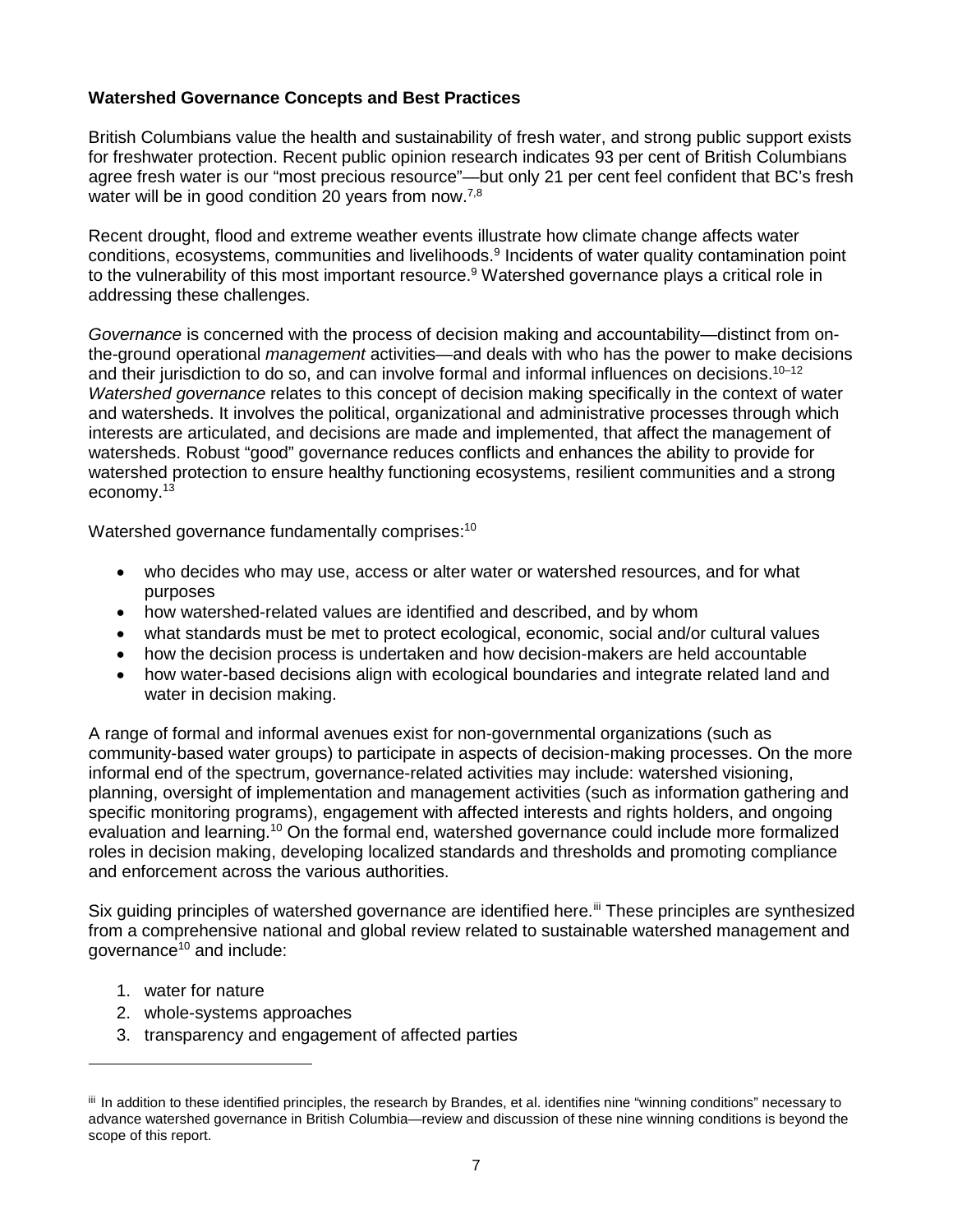**Watershed Governance Concepts and Best Practices**

British Columbians value the health and sustainability of fresh water, and strong public support exists for freshwater protection. Recent public opinion research indicates 93 per cent of British Columbians agree fresh water is our "most precious resource"—but only 21 per cent feel confident that BC's fresh water will be in good condition 20 years from now.[7,8]

Recent drought, flood and extreme weather events illustrate how climate change affects water conditions, ecosystems, communities and livelihoods.[9] Incidents of water quality contamination point to the vulnerability of this most important resource.[9] Watershed governance plays a critical role in addressing these challenges.

*Governance* is concerned with the process of decision making and accountability—distinct from on-the-ground operational *management* activities—and deals with who has the power to make decisions and their jurisdiction to do so, and can involve formal and informal influences on decisions.[10–12] *Watershed governance* relates to this concept of decision making specifically in the context of water and watersheds. It involves the political, organizational and administrative processes through which interests are articulated, and decisions are made and implemented, that affect the management of watersheds. Robust "good" governance reduces conflicts and enhances the ability to provide for watershed protection to ensure healthy functioning ecosystems, resilient communities and a strong economy.[13]

Watershed governance fundamentally comprises:[10]

- who decides who may use, access or alter water or watershed resources, and for what purposes
- how watershed-related values are identified and described, and by whom
- what standards must be met to protect ecological, economic, social and/or cultural values
- how the decision process is undertaken and how decision-makers are held accountable
- how water-based decisions align with ecological boundaries and integrate related land and water in decision making.

A range of formal and informal avenues exist for non-governmental organizations (such as community-based water groups) to participate in aspects of decision-making processes. On the more informal end of the spectrum, governance-related activities may include: watershed visioning, planning, oversight of implementation and management activities (such as information gathering and specific monitoring programs), engagement with affected interests and rights holders, and ongoing evaluation and learning.[10] On the formal end, watershed governance could include more formalized roles in decision making, developing localized standards and thresholds and promoting compliance and enforcement across the various authorities.

Six guiding principles of watershed governance are identified here.[iii] These principles are synthesized from a comprehensive national and global review related to sustainable watershed management and governance[10] and include:

1. water for nature
2. whole-systems approaches
3. transparency and engagement of affected parties

---

[iii] In addition to these identified principles, the research by Brandes, et al. identifies nine "winning conditions" necessary to advance watershed governance in British Columbia—review and discussion of these nine winning conditions is beyond the scope of this report.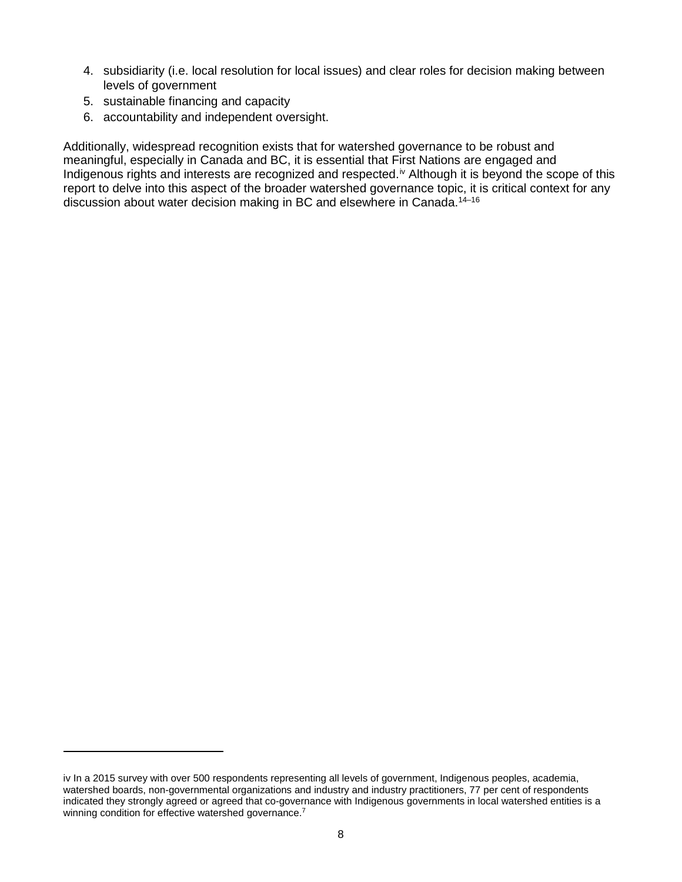4. subsidiarity (i.e. local resolution for local issues) and clear roles for decision making between levels of government
5. sustainable financing and capacity
6. accountability and independent oversight.

Additionally, widespread recognition exists that for watershed governance to be robust and meaningful, especially in Canada and BC, it is essential that First Nations are engaged and Indigenous rights and interests are recognized and respected.[iv] Although it is beyond the scope of this report to delve into this aspect of the broader watershed governance topic, it is critical context for any discussion about water decision making in BC and elsewhere in Canada.[14–16]

---

iv In a 2015 survey with over 500 respondents representing all levels of government, Indigenous peoples, academia, watershed boards, non-governmental organizations and industry and industry practitioners, 77 per cent of respondents indicated they strongly agreed or agreed that co-governance with Indigenous governments in local watershed entities is a winning condition for effective watershed governance.[7]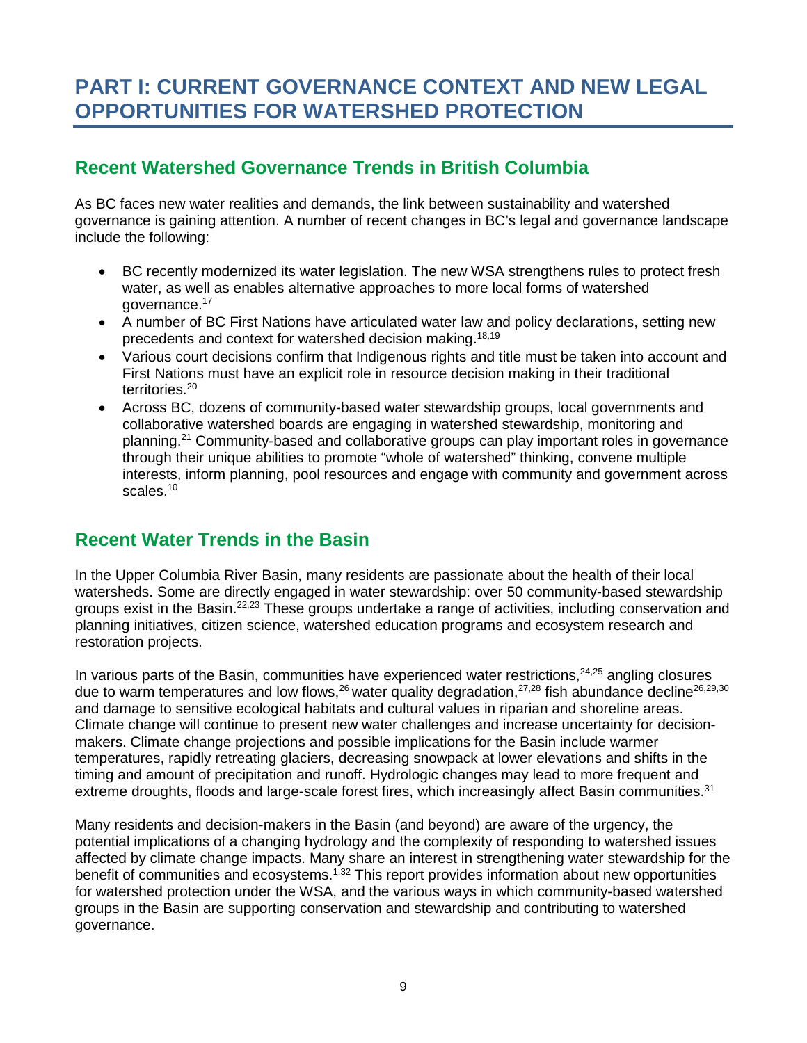# PART I: CURRENT GOVERNANCE CONTEXT AND NEW LEGAL OPPORTUNITIES FOR WATERSHED PROTECTION

## Recent Watershed Governance Trends in British Columbia

As BC faces new water realities and demands, the link between sustainability and watershed governance is gaining attention. A number of recent changes in BC's legal and governance landscape include the following:

- BC recently modernized its water legislation. The new WSA strengthens rules to protect fresh water, as well as enables alternative approaches to more local forms of watershed governance.[17]
- A number of BC First Nations have articulated water law and policy declarations, setting new precedents and context for watershed decision making.[18,19]
- Various court decisions confirm that Indigenous rights and title must be taken into account and First Nations must have an explicit role in resource decision making in their traditional territories.[20]
- Across BC, dozens of community-based water stewardship groups, local governments and collaborative watershed boards are engaging in watershed stewardship, monitoring and planning.[21] Community-based and collaborative groups can play important roles in governance through their unique abilities to promote "whole of watershed" thinking, convene multiple interests, inform planning, pool resources and engage with community and government across scales.[10]

## Recent Water Trends in the Basin

In the Upper Columbia River Basin, many residents are passionate about the health of their local watersheds. Some are directly engaged in water stewardship: over 50 community-based stewardship groups exist in the Basin.[22,23] These groups undertake a range of activities, including conservation and planning initiatives, citizen science, watershed education programs and ecosystem research and restoration projects.

In various parts of the Basin, communities have experienced water restrictions,[24,25] angling closures due to warm temperatures and low flows,[26] water quality degradation,[27,28] fish abundance decline[26,29,30] and damage to sensitive ecological habitats and cultural values in riparian and shoreline areas. Climate change will continue to present new water challenges and increase uncertainty for decision-makers. Climate change projections and possible implications for the Basin include warmer temperatures, rapidly retreating glaciers, decreasing snowpack at lower elevations and shifts in the timing and amount of precipitation and runoff. Hydrologic changes may lead to more frequent and extreme droughts, floods and large-scale forest fires, which increasingly affect Basin communities.[31]

Many residents and decision-makers in the Basin (and beyond) are aware of the urgency, the potential implications of a changing hydrology and the complexity of responding to watershed issues affected by climate change impacts. Many share an interest in strengthening water stewardship for the benefit of communities and ecosystems.[1,32] This report provides information about new opportunities for watershed protection under the WSA, and the various ways in which community-based watershed groups in the Basin are supporting conservation and stewardship and contributing to watershed governance.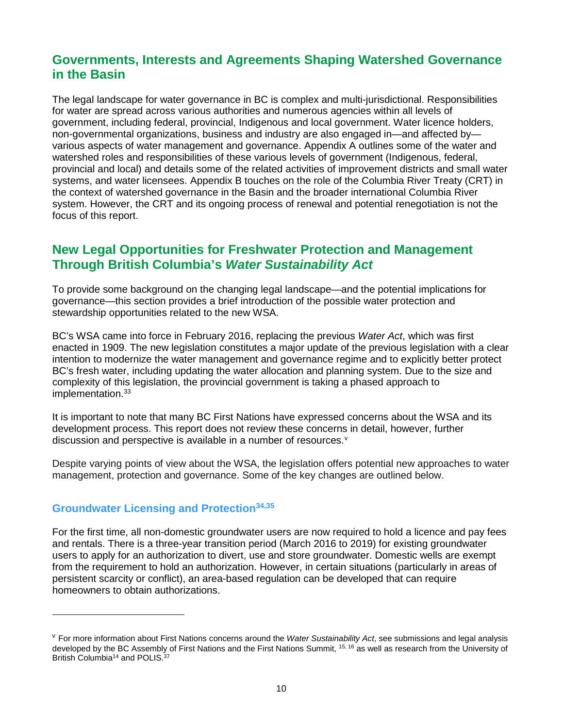## Governments, Interests and Agreements Shaping Watershed Governance in the Basin

The legal landscape for water governance in BC is complex and multi-jurisdictional. Responsibilities for water are spread across various authorities and numerous agencies within all levels of government, including federal, provincial, Indigenous and local government. Water licence holders, non-governmental organizations, business and industry are also engaged in—and affected by—various aspects of water management and governance. Appendix A outlines some of the water and watershed roles and responsibilities of these various levels of government (Indigenous, federal, provincial and local) and details some of the related activities of improvement districts and small water systems, and water licensees. Appendix B touches on the role of the Columbia River Treaty (CRT) in the context of watershed governance in the Basin and the broader international Columbia River system. However, the CRT and its ongoing process of renewal and potential renegotiation is not the focus of this report.

## New Legal Opportunities for Freshwater Protection and Management Through British Columbia's *Water Sustainability Act*

To provide some background on the changing legal landscape—and the potential implications for governance—this section provides a brief introduction of the possible water protection and stewardship opportunities related to the new WSA.

BC's WSA came into force in February 2016, replacing the previous *Water Act*, which was first enacted in 1909. The new legislation constitutes a major update of the previous legislation with a clear intention to modernize the water management and governance regime and to explicitly better protect BC's fresh water, including updating the water allocation and planning system. Due to the size and complexity of this legislation, the provincial government is taking a phased approach to implementation.[33]

It is important to note that many BC First Nations have expressed concerns about the WSA and its development process. This report does not review these concerns in detail, however, further discussion and perspective is available in a number of resources.[v]

Despite varying points of view about the WSA, the legislation offers potential new approaches to water management, protection and governance. Some of the key changes are outlined below.

### Groundwater Licensing and Protection[34,35]

For the first time, all non-domestic groundwater users are now required to hold a licence and pay fees and rentals. There is a three-year transition period (March 2016 to 2019) for existing groundwater users to apply for an authorization to divert, use and store groundwater. Domestic wells are exempt from the requirement to hold an authorization. However, in certain situations (particularly in areas of persistent scarcity or conflict), an area-based regulation can be developed that can require homeowners to obtain authorizations.

---

[v] For more information about First Nations concerns around the *Water Sustainability Act*, see submissions and legal analysis developed by the BC Assembly of First Nations and the First Nations Summit, [15, 16] as well as research from the University of British Columbia[14] and POLIS.[37]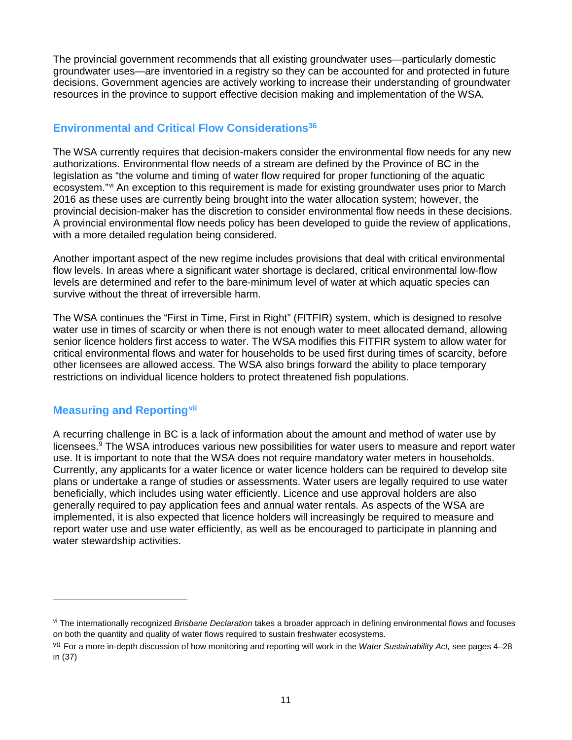The provincial government recommends that all existing groundwater uses—particularly domestic groundwater uses—are inventoried in a registry so they can be accounted for and protected in future decisions. Government agencies are actively working to increase their understanding of groundwater resources in the province to support effective decision making and implementation of the WSA.

## Environmental and Critical Flow Considerations[36]

The WSA currently requires that decision-makers consider the environmental flow needs for any new authorizations. Environmental flow needs of a stream are defined by the Province of BC in the legislation as "the volume and timing of water flow required for proper functioning of the aquatic ecosystem."[vi] An exception to this requirement is made for existing groundwater uses prior to March 2016 as these uses are currently being brought into the water allocation system; however, the provincial decision-maker has the discretion to consider environmental flow needs in these decisions. A provincial environmental flow needs policy has been developed to guide the review of applications, with a more detailed regulation being considered.

Another important aspect of the new regime includes provisions that deal with critical environmental flow levels. In areas where a significant water shortage is declared, critical environmental low-flow levels are determined and refer to the bare-minimum level of water at which aquatic species can survive without the threat of irreversible harm.

The WSA continues the "First in Time, First in Right" (FITFIR) system, which is designed to resolve water use in times of scarcity or when there is not enough water to meet allocated demand, allowing senior licence holders first access to water. The WSA modifies this FITFIR system to allow water for critical environmental flows and water for households to be used first during times of scarcity, before other licensees are allowed access. The WSA also brings forward the ability to place temporary restrictions on individual licence holders to protect threatened fish populations.

## Measuring and Reporting[vii]

A recurring challenge in BC is a lack of information about the amount and method of water use by licensees.[9] The WSA introduces various new possibilities for water users to measure and report water use. It is important to note that the WSA does not require mandatory water meters in households. Currently, any applicants for a water licence or water licence holders can be required to develop site plans or undertake a range of studies or assessments. Water users are legally required to use water beneficially, which includes using water efficiently. Licence and use approval holders are also generally required to pay application fees and annual water rentals. As aspects of the WSA are implemented, it is also expected that licence holders will increasingly be required to measure and report water use and use water efficiently, as well as be encouraged to participate in planning and water stewardship activities.

---

[vi] The internationally recognized *Brisbane Declaration* takes a broader approach in defining environmental flows and focuses on both the quantity and quality of water flows required to sustain freshwater ecosystems.

[vii] For a more in-depth discussion of how monitoring and reporting will work in the *Water Sustainability Act,* see pages 4–28 in (37)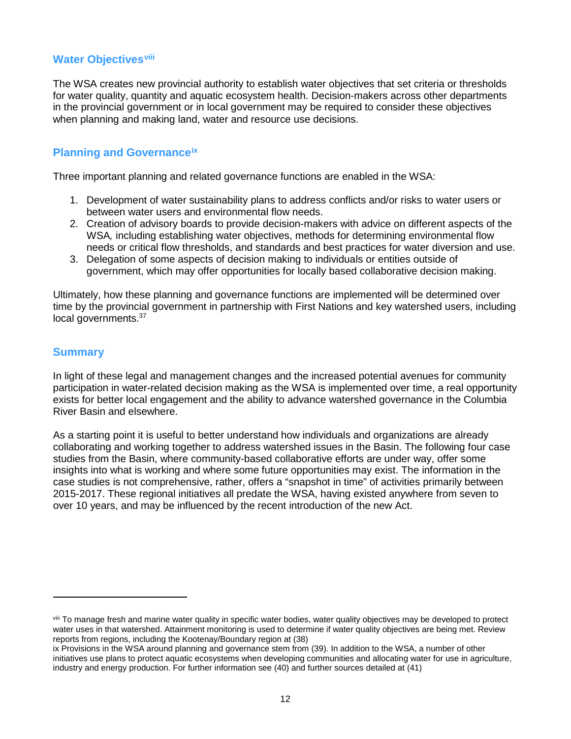## Water Objectives[viii]

The WSA creates new provincial authority to establish water objectives that set criteria or thresholds for water quality, quantity and aquatic ecosystem health. Decision-makers across other departments in the provincial government or in local government may be required to consider these objectives when planning and making land, water and resource use decisions.

## Planning and Governance[ix]

Three important planning and related governance functions are enabled in the WSA:

1. Development of water sustainability plans to address conflicts and/or risks to water users or between water users and environmental flow needs.
2. Creation of advisory boards to provide decision-makers with advice on different aspects of the WSA*,* including establishing water objectives, methods for determining environmental flow needs or critical flow thresholds, and standards and best practices for water diversion and use.
3. Delegation of some aspects of decision making to individuals or entities outside of government, which may offer opportunities for locally based collaborative decision making.

Ultimately, how these planning and governance functions are implemented will be determined over time by the provincial government in partnership with First Nations and key watershed users, including local governments.[37]

## Summary

In light of these legal and management changes and the increased potential avenues for community participation in water-related decision making as the WSA is implemented over time, a real opportunity exists for better local engagement and the ability to advance watershed governance in the Columbia River Basin and elsewhere.

As a starting point it is useful to better understand how individuals and organizations are already collaborating and working together to address watershed issues in the Basin. The following four case studies from the Basin, where community-based collaborative efforts are under way, offer some insights into what is working and where some future opportunities may exist. The information in the case studies is not comprehensive, rather, offers a "snapshot in time" of activities primarily between 2015-2017. These regional initiatives all predate the WSA, having existed anywhere from seven to over 10 years, and may be influenced by the recent introduction of the new Act.

---

[viii] To manage fresh and marine water quality in specific water bodies, water quality objectives may be developed to protect water uses in that watershed. Attainment monitoring is used to determine if water quality objectives are being met. Review reports from regions, including the Kootenay/Boundary region at (38)

ix Provisions in the WSA around planning and governance stem from (39). In addition to the WSA, a number of other initiatives use plans to protect aquatic ecosystems when developing communities and allocating water for use in agriculture, industry and energy production. For further information see (40) and further sources detailed at (41)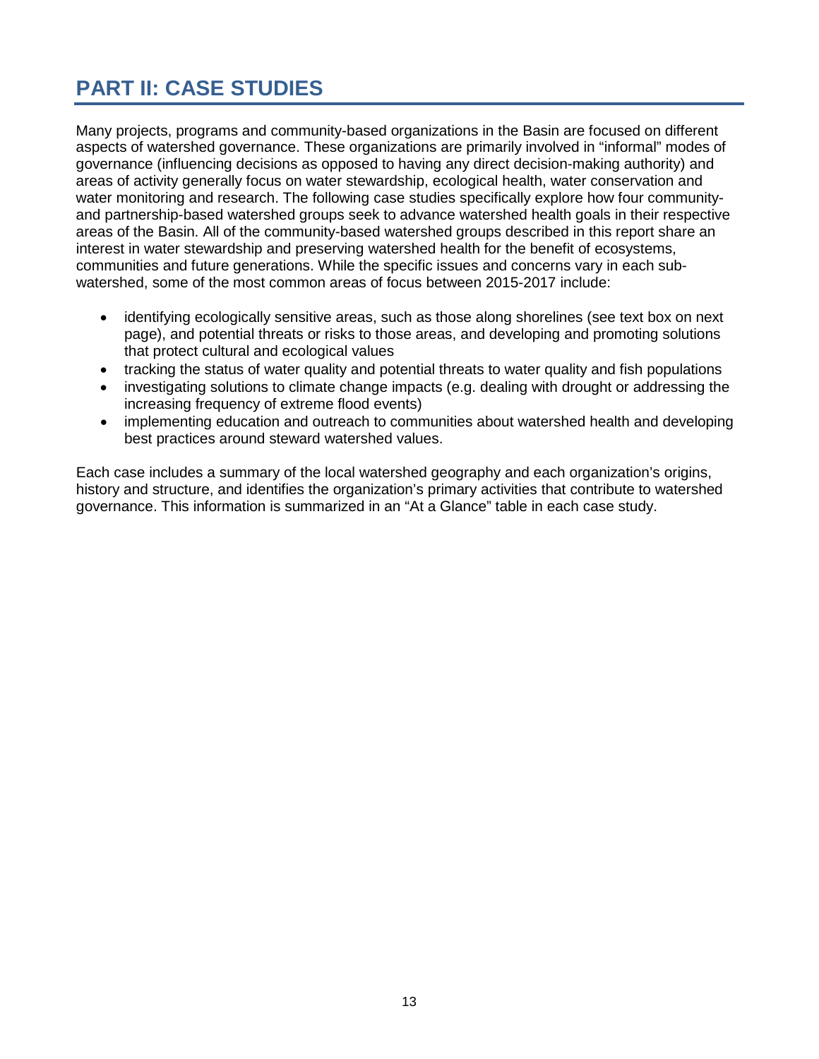# PART II: CASE STUDIES

Many projects, programs and community-based organizations in the Basin are focused on different aspects of watershed governance. These organizations are primarily involved in "informal" modes of governance (influencing decisions as opposed to having any direct decision-making authority) and areas of activity generally focus on water stewardship, ecological health, water conservation and water monitoring and research. The following case studies specifically explore how four community- and partnership-based watershed groups seek to advance watershed health goals in their respective areas of the Basin. All of the community-based watershed groups described in this report share an interest in water stewardship and preserving watershed health for the benefit of ecosystems, communities and future generations. While the specific issues and concerns vary in each sub-watershed, some of the most common areas of focus between 2015-2017 include:

- identifying ecologically sensitive areas, such as those along shorelines (see text box on next page), and potential threats or risks to those areas, and developing and promoting solutions that protect cultural and ecological values
- tracking the status of water quality and potential threats to water quality and fish populations
- investigating solutions to climate change impacts (e.g. dealing with drought or addressing the increasing frequency of extreme flood events)
- implementing education and outreach to communities about watershed health and developing best practices around steward watershed values.

Each case includes a summary of the local watershed geography and each organization's origins, history and structure, and identifies the organization's primary activities that contribute to watershed governance. This information is summarized in an "At a Glance" table in each case study.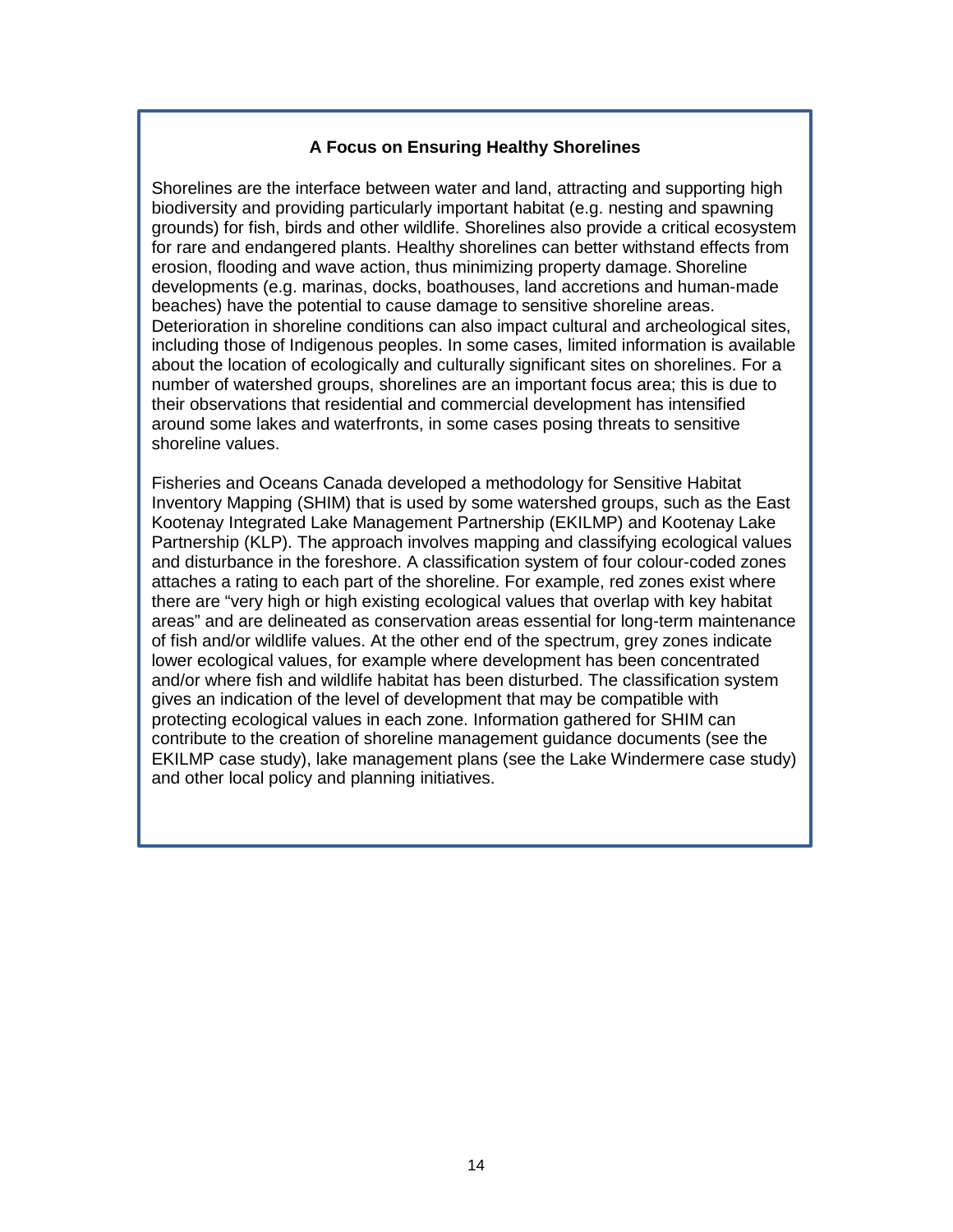### A Focus on Ensuring Healthy Shorelines

Shorelines are the interface between water and land, attracting and supporting high biodiversity and providing particularly important habitat (e.g. nesting and spawning grounds) for fish, birds and other wildlife. Shorelines also provide a critical ecosystem for rare and endangered plants. Healthy shorelines can better withstand effects from erosion, flooding and wave action, thus minimizing property damage. Shoreline developments (e.g. marinas, docks, boathouses, land accretions and human-made beaches) have the potential to cause damage to sensitive shoreline areas. Deterioration in shoreline conditions can also impact cultural and archeological sites, including those of Indigenous peoples. In some cases, limited information is available about the location of ecologically and culturally significant sites on shorelines. For a number of watershed groups, shorelines are an important focus area; this is due to their observations that residential and commercial development has intensified around some lakes and waterfronts, in some cases posing threats to sensitive shoreline values.

Fisheries and Oceans Canada developed a methodology for Sensitive Habitat Inventory Mapping (SHIM) that is used by some watershed groups, such as the East Kootenay Integrated Lake Management Partnership (EKILMP) and Kootenay Lake Partnership (KLP). The approach involves mapping and classifying ecological values and disturbance in the foreshore. A classification system of four colour-coded zones attaches a rating to each part of the shoreline. For example, red zones exist where there are "very high or high existing ecological values that overlap with key habitat areas" and are delineated as conservation areas essential for long-term maintenance of fish and/or wildlife values. At the other end of the spectrum, grey zones indicate lower ecological values, for example where development has been concentrated and/or where fish and wildlife habitat has been disturbed. The classification system gives an indication of the level of development that may be compatible with protecting ecological values in each zone. Information gathered for SHIM can contribute to the creation of shoreline management guidance documents (see the EKILMP case study), lake management plans (see the Lake Windermere case study) and other local policy and planning initiatives.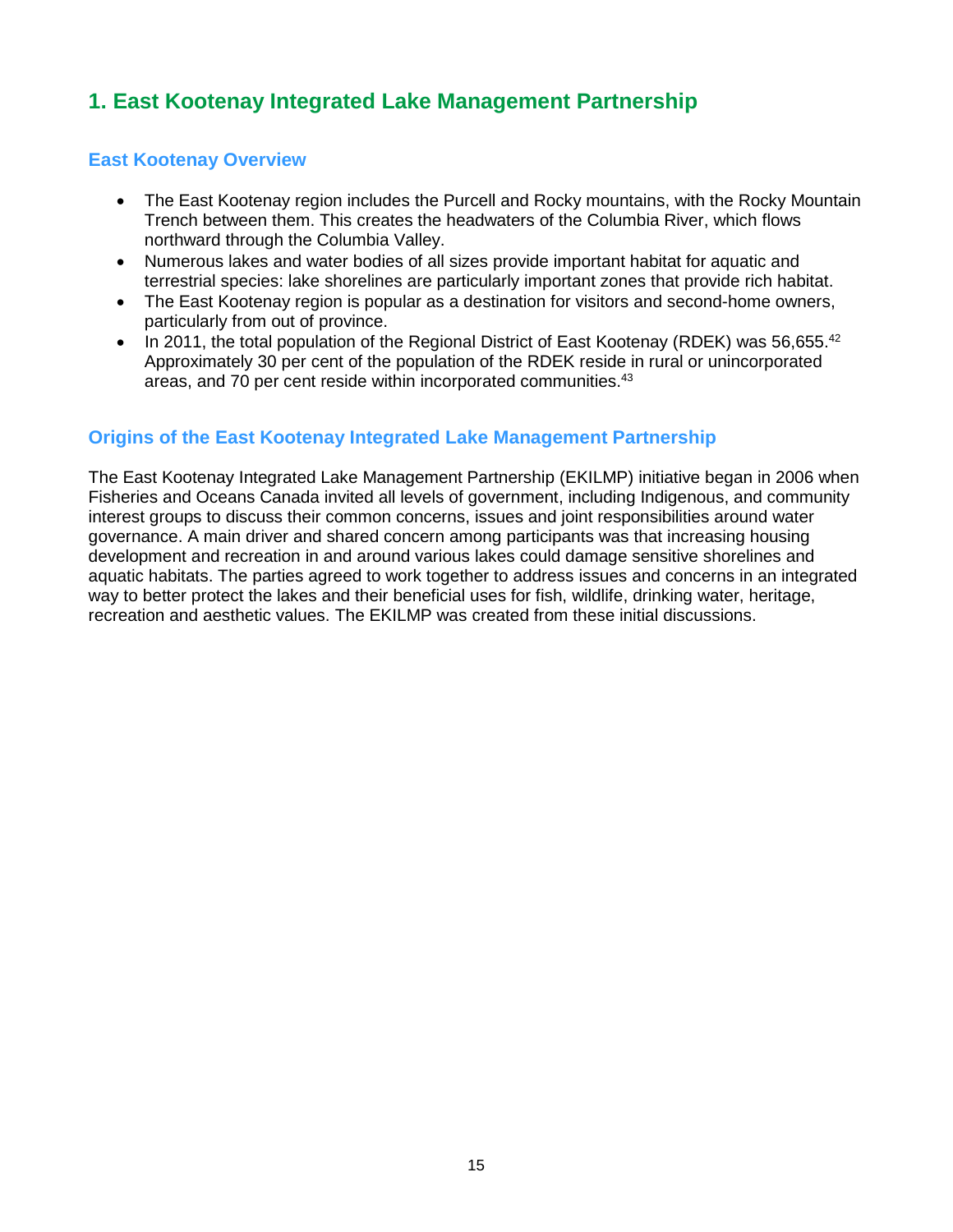## 1. East Kootenay Integrated Lake Management Partnership

### East Kootenay Overview

- The East Kootenay region includes the Purcell and Rocky mountains, with the Rocky Mountain Trench between them. This creates the headwaters of the Columbia River, which flows northward through the Columbia Valley.
- Numerous lakes and water bodies of all sizes provide important habitat for aquatic and terrestrial species: lake shorelines are particularly important zones that provide rich habitat.
- The East Kootenay region is popular as a destination for visitors and second-home owners, particularly from out of province.
- In 2011, the total population of the Regional District of East Kootenay (RDEK) was 56,655.[42] Approximately 30 per cent of the population of the RDEK reside in rural or unincorporated areas, and 70 per cent reside within incorporated communities.[43]

### Origins of the East Kootenay Integrated Lake Management Partnership

The East Kootenay Integrated Lake Management Partnership (EKILMP) initiative began in 2006 when Fisheries and Oceans Canada invited all levels of government, including Indigenous, and community interest groups to discuss their common concerns, issues and joint responsibilities around water governance. A main driver and shared concern among participants was that increasing housing development and recreation in and around various lakes could damage sensitive shorelines and aquatic habitats. The parties agreed to work together to address issues and concerns in an integrated way to better protect the lakes and their beneficial uses for fish, wildlife, drinking water, heritage, recreation and aesthetic values. The EKILMP was created from these initial discussions.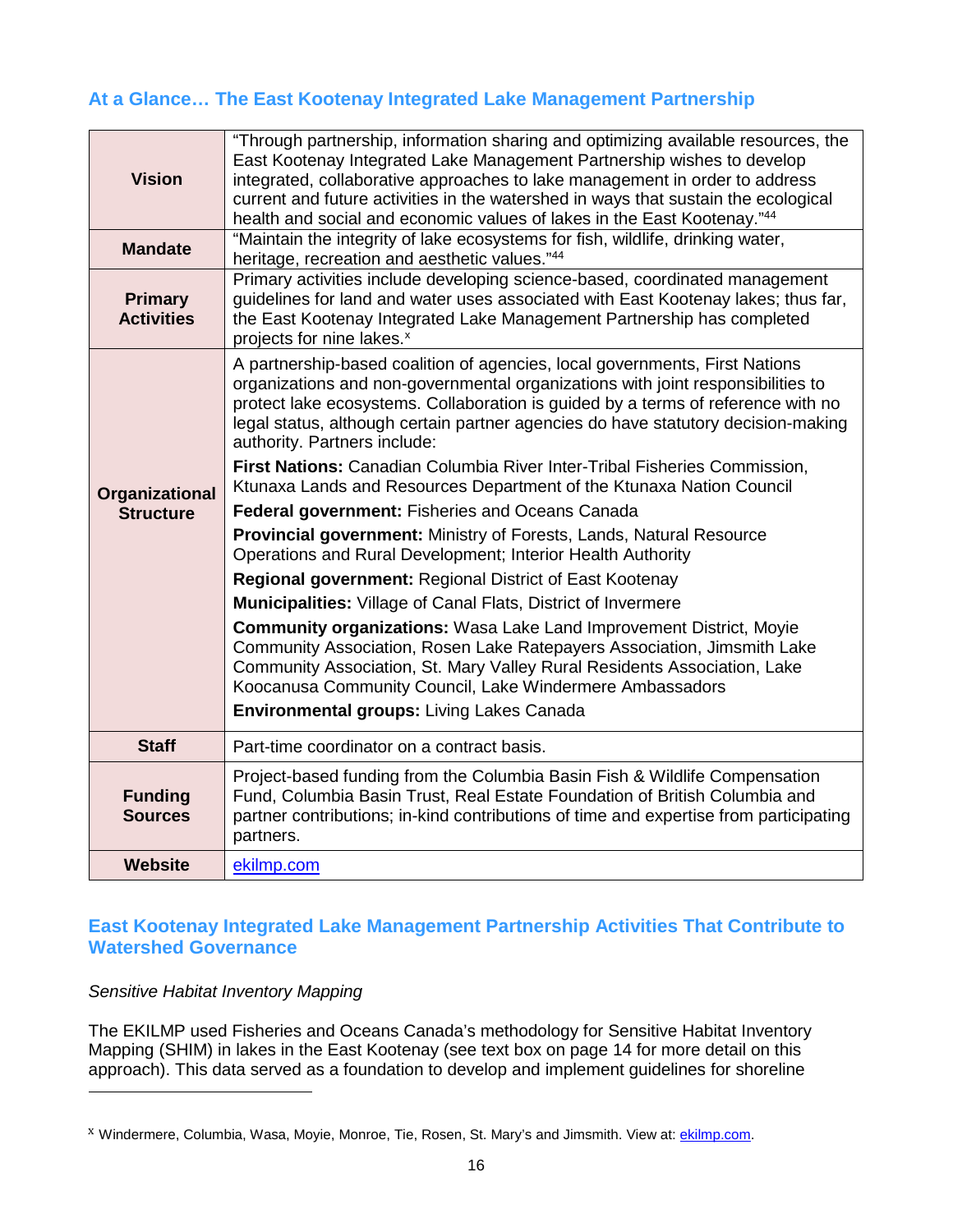## At a Glance… The East Kootenay Integrated Lake Management Partnership

| | |
|---|---|
| **Vision** | "Through partnership, information sharing and optimizing available resources, the East Kootenay Integrated Lake Management Partnership wishes to develop integrated, collaborative approaches to lake management in order to address current and future activities in the watershed in ways that sustain the ecological health and social and economic values of lakes in the East Kootenay."[44] |
| **Mandate** | "Maintain the integrity of lake ecosystems for fish, wildlife, drinking water, heritage, recreation and aesthetic values."[44] |
| **Primary Activities** | Primary activities include developing science-based, coordinated management guidelines for land and water uses associated with East Kootenay lakes; thus far, the East Kootenay Integrated Lake Management Partnership has completed projects for nine lakes.[x] |
| **Organizational Structure** | A partnership-based coalition of agencies, local governments, First Nations organizations and non-governmental organizations with joint responsibilities to protect lake ecosystems. Collaboration is guided by a terms of reference with no legal status, although certain partner agencies do have statutory decision-making authority. Partners include:<br><br>**First Nations:** Canadian Columbia River Inter-Tribal Fisheries Commission, Ktunaxa Lands and Resources Department of the Ktunaxa Nation Council<br><br>**Federal government:** Fisheries and Oceans Canada<br><br>**Provincial government:** Ministry of Forests, Lands, Natural Resource Operations and Rural Development; Interior Health Authority<br><br>**Regional government:** Regional District of East Kootenay<br><br>**Municipalities:** Village of Canal Flats, District of Invermere<br><br>**Community organizations:** Wasa Lake Land Improvement District, Moyie Community Association, Rosen Lake Ratepayers Association, Jimsmith Lake Community Association, St. Mary Valley Rural Residents Association, Lake Koocanusa Community Council, Lake Windermere Ambassadors<br><br>**Environmental groups:** Living Lakes Canada |
| **Staff** | Part-time coordinator on a contract basis. |
| **Funding Sources** | Project-based funding from the Columbia Basin Fish & Wildlife Compensation Fund, Columbia Basin Trust, Real Estate Foundation of British Columbia and partner contributions; in-kind contributions of time and expertise from participating partners. |
| **Website** | ekilmp.com |

## East Kootenay Integrated Lake Management Partnership Activities That Contribute to Watershed Governance

*Sensitive Habitat Inventory Mapping*

The EKILMP used Fisheries and Oceans Canada's methodology for Sensitive Habitat Inventory Mapping (SHIM) in lakes in the East Kootenay (see text box on page 14 for more detail on this approach). This data served as a foundation to develop and implement guidelines for shoreline

---

[x] Windermere, Columbia, Wasa, Moyie, Monroe, Tie, Rosen, St. Mary's and Jimsmith. View at: ekilmp.com.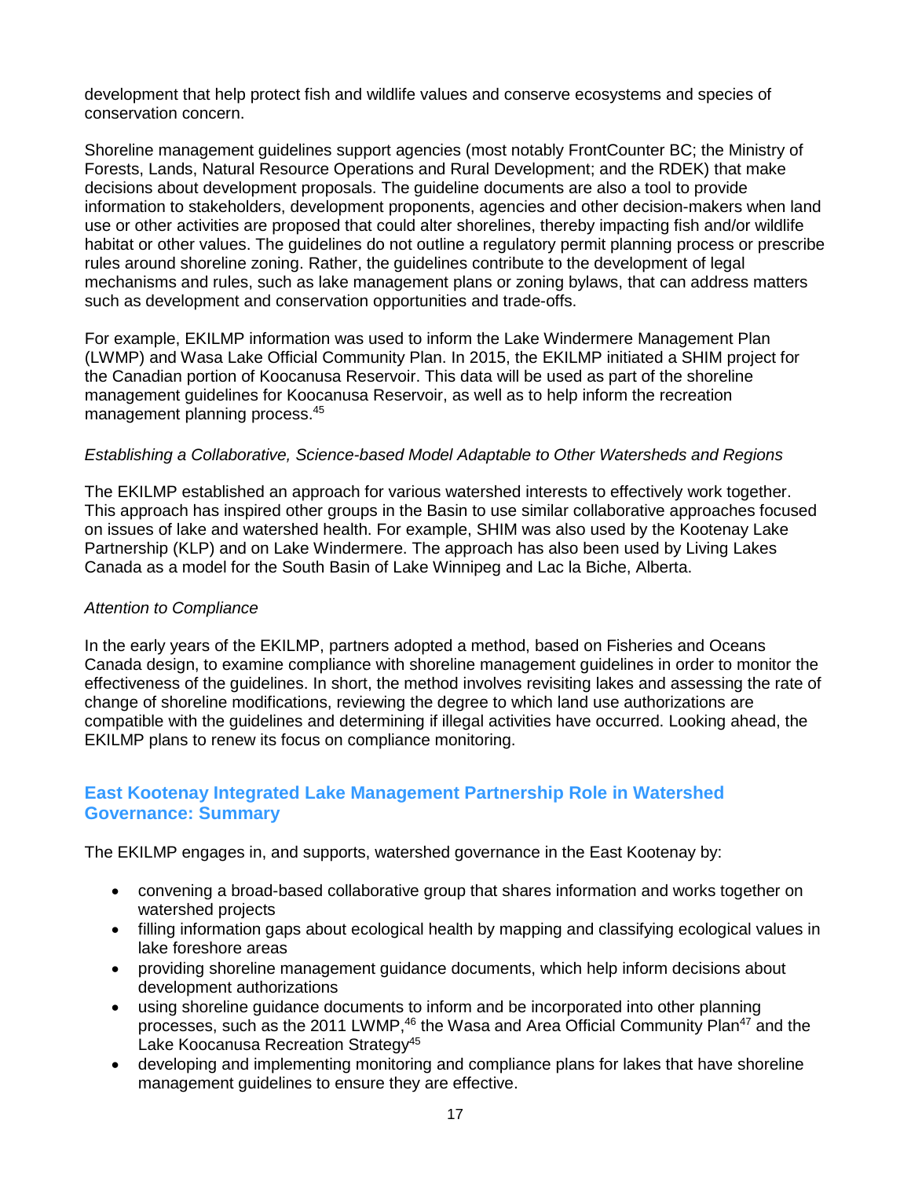development that help protect fish and wildlife values and conserve ecosystems and species of conservation concern.

Shoreline management guidelines support agencies (most notably FrontCounter BC; the Ministry of Forests, Lands, Natural Resource Operations and Rural Development; and the RDEK) that make decisions about development proposals. The guideline documents are also a tool to provide information to stakeholders, development proponents, agencies and other decision-makers when land use or other activities are proposed that could alter shorelines, thereby impacting fish and/or wildlife habitat or other values. The guidelines do not outline a regulatory permit planning process or prescribe rules around shoreline zoning. Rather, the guidelines contribute to the development of legal mechanisms and rules, such as lake management plans or zoning bylaws, that can address matters such as development and conservation opportunities and trade-offs.

For example, EKILMP information was used to inform the Lake Windermere Management Plan (LWMP) and Wasa Lake Official Community Plan. In 2015, the EKILMP initiated a SHIM project for the Canadian portion of Koocanusa Reservoir. This data will be used as part of the shoreline management guidelines for Koocanusa Reservoir, as well as to help inform the recreation management planning process.[45]

*Establishing a Collaborative, Science-based Model Adaptable to Other Watersheds and Regions*

The EKILMP established an approach for various watershed interests to effectively work together. This approach has inspired other groups in the Basin to use similar collaborative approaches focused on issues of lake and watershed health. For example, SHIM was also used by the Kootenay Lake Partnership (KLP) and on Lake Windermere. The approach has also been used by Living Lakes Canada as a model for the South Basin of Lake Winnipeg and Lac la Biche, Alberta.

*Attention to Compliance*

In the early years of the EKILMP, partners adopted a method, based on Fisheries and Oceans Canada design, to examine compliance with shoreline management guidelines in order to monitor the effectiveness of the guidelines. In short, the method involves revisiting lakes and assessing the rate of change of shoreline modifications, reviewing the degree to which land use authorizations are compatible with the guidelines and determining if illegal activities have occurred. Looking ahead, the EKILMP plans to renew its focus on compliance monitoring.

## East Kootenay Integrated Lake Management Partnership Role in Watershed Governance: Summary

The EKILMP engages in, and supports, watershed governance in the East Kootenay by:

- convening a broad-based collaborative group that shares information and works together on watershed projects
- filling information gaps about ecological health by mapping and classifying ecological values in lake foreshore areas
- providing shoreline management guidance documents, which help inform decisions about development authorizations
- using shoreline guidance documents to inform and be incorporated into other planning processes, such as the 2011 LWMP,[46] the Wasa and Area Official Community Plan[47] and the Lake Koocanusa Recreation Strategy[45]
- developing and implementing monitoring and compliance plans for lakes that have shoreline management guidelines to ensure they are effective.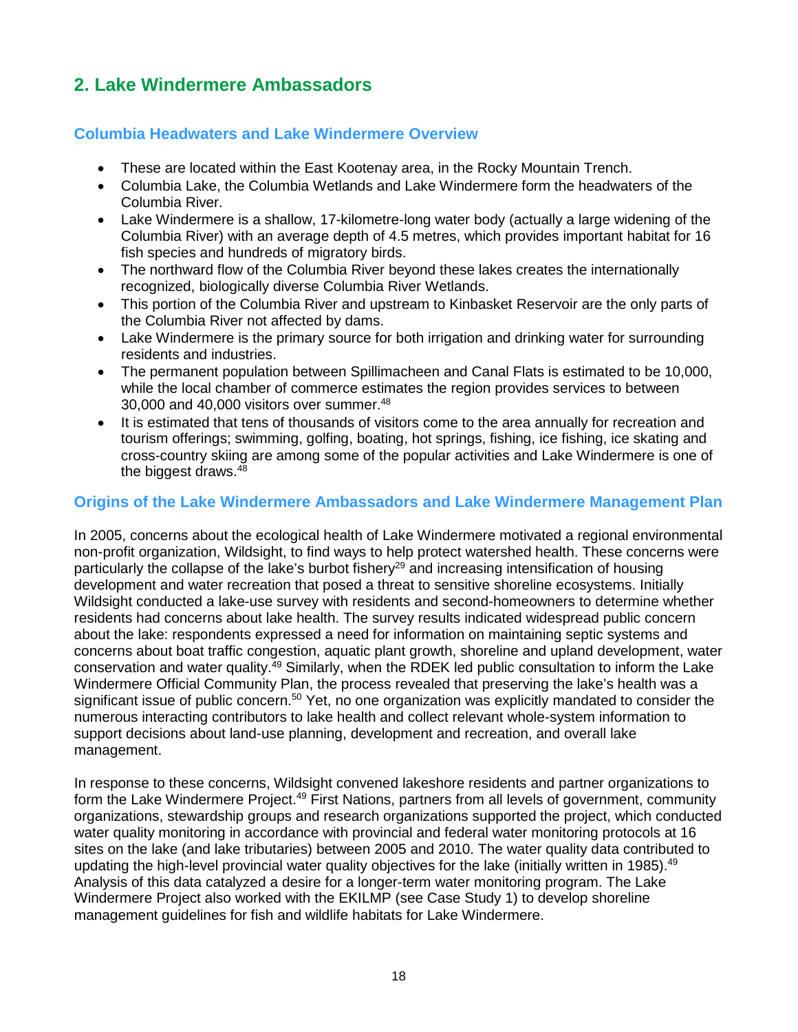## 2. Lake Windermere Ambassadors

### Columbia Headwaters and Lake Windermere Overview

- These are located within the East Kootenay area, in the Rocky Mountain Trench.
- Columbia Lake, the Columbia Wetlands and Lake Windermere form the headwaters of the Columbia River.
- Lake Windermere is a shallow, 17-kilometre-long water body (actually a large widening of the Columbia River) with an average depth of 4.5 metres, which provides important habitat for 16 fish species and hundreds of migratory birds.
- The northward flow of the Columbia River beyond these lakes creates the internationally recognized, biologically diverse Columbia River Wetlands.
- This portion of the Columbia River and upstream to Kinbasket Reservoir are the only parts of the Columbia River not affected by dams.
- Lake Windermere is the primary source for both irrigation and drinking water for surrounding residents and industries.
- The permanent population between Spillimacheen and Canal Flats is estimated to be 10,000, while the local chamber of commerce estimates the region provides services to between 30,000 and 40,000 visitors over summer.[48]
- It is estimated that tens of thousands of visitors come to the area annually for recreation and tourism offerings; swimming, golfing, boating, hot springs, fishing, ice fishing, ice skating and cross-country skiing are among some of the popular activities and Lake Windermere is one of the biggest draws.[48]

### Origins of the Lake Windermere Ambassadors and Lake Windermere Management Plan

In 2005, concerns about the ecological health of Lake Windermere motivated a regional environmental non-profit organization, Wildsight, to find ways to help protect watershed health. These concerns were particularly the collapse of the lake's burbot fishery[29] and increasing intensification of housing development and water recreation that posed a threat to sensitive shoreline ecosystems. Initially Wildsight conducted a lake-use survey with residents and second-homeowners to determine whether residents had concerns about lake health. The survey results indicated widespread public concern about the lake: respondents expressed a need for information on maintaining septic systems and concerns about boat traffic congestion, aquatic plant growth, shoreline and upland development, water conservation and water quality.[49] Similarly, when the RDEK led public consultation to inform the Lake Windermere Official Community Plan, the process revealed that preserving the lake's health was a significant issue of public concern.[50] Yet, no one organization was explicitly mandated to consider the numerous interacting contributors to lake health and collect relevant whole-system information to support decisions about land-use planning, development and recreation, and overall lake management.

In response to these concerns, Wildsight convened lakeshore residents and partner organizations to form the Lake Windermere Project.[49] First Nations, partners from all levels of government, community organizations, stewardship groups and research organizations supported the project, which conducted water quality monitoring in accordance with provincial and federal water monitoring protocols at 16 sites on the lake (and lake tributaries) between 2005 and 2010. The water quality data contributed to updating the high-level provincial water quality objectives for the lake (initially written in 1985).[49] Analysis of this data catalyzed a desire for a longer-term water monitoring program. The Lake Windermere Project also worked with the EKILMP (see Case Study 1) to develop shoreline management guidelines for fish and wildlife habitats for Lake Windermere.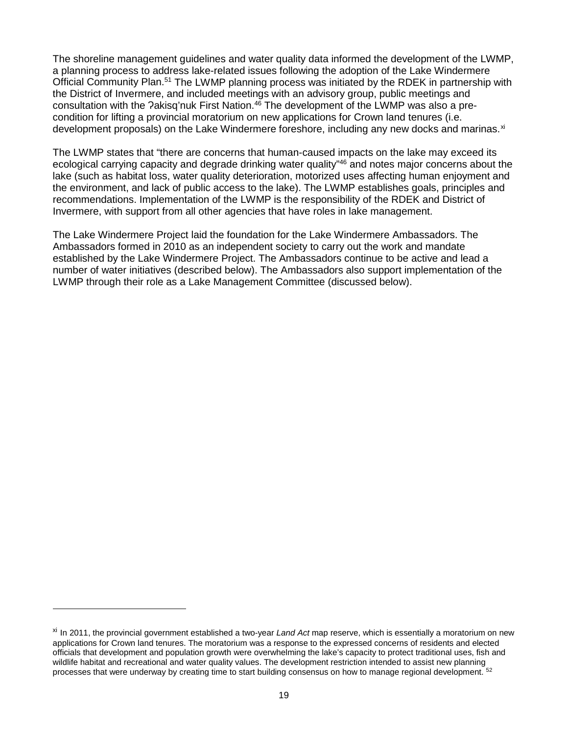The shoreline management guidelines and water quality data informed the development of the LWMP, a planning process to address lake-related issues following the adoption of the Lake Windermere Official Community Plan.[51] The LWMP planning process was initiated by the RDEK in partnership with the District of Invermere, and included meetings with an advisory group, public meetings and consultation with the ʔakisq'nuk First Nation.[46] The development of the LWMP was also a pre-condition for lifting a provincial moratorium on new applications for Crown land tenures (i.e. development proposals) on the Lake Windermere foreshore, including any new docks and marinas.[xi]

The LWMP states that "there are concerns that human-caused impacts on the lake may exceed its ecological carrying capacity and degrade drinking water quality"[46] and notes major concerns about the lake (such as habitat loss, water quality deterioration, motorized uses affecting human enjoyment and the environment, and lack of public access to the lake). The LWMP establishes goals, principles and recommendations. Implementation of the LWMP is the responsibility of the RDEK and District of Invermere, with support from all other agencies that have roles in lake management.

The Lake Windermere Project laid the foundation for the Lake Windermere Ambassadors. The Ambassadors formed in 2010 as an independent society to carry out the work and mandate established by the Lake Windermere Project. The Ambassadors continue to be active and lead a number of water initiatives (described below). The Ambassadors also support implementation of the LWMP through their role as a Lake Management Committee (discussed below).

---

[xi] In 2011, the provincial government established a two-year *Land Act* map reserve, which is essentially a moratorium on new applications for Crown land tenures. The moratorium was a response to the expressed concerns of residents and elected officials that development and population growth were overwhelming the lake's capacity to protect traditional uses, fish and wildlife habitat and recreational and water quality values. The development restriction intended to assist new planning processes that were underway by creating time to start building consensus on how to manage regional development. [52]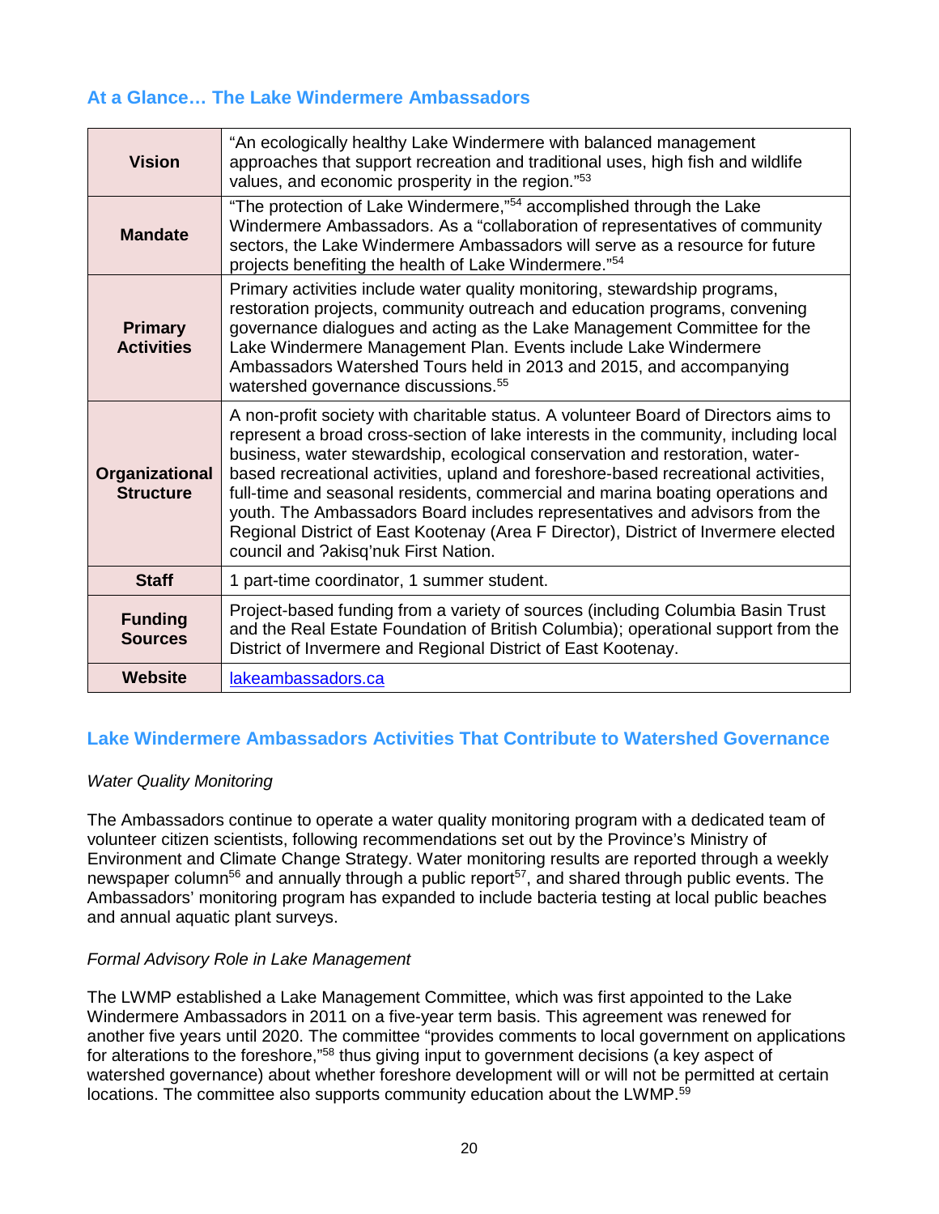## At a Glance… The Lake Windermere Ambassadors

| | |
|---|---|
| **Vision** | "An ecologically healthy Lake Windermere with balanced management approaches that support recreation and traditional uses, high fish and wildlife values, and economic prosperity in the region."[53] |
| **Mandate** | "The protection of Lake Windermere,"[54] accomplished through the Lake Windermere Ambassadors. As a "collaboration of representatives of community sectors, the Lake Windermere Ambassadors will serve as a resource for future projects benefiting the health of Lake Windermere."[54] |
| **Primary Activities** | Primary activities include water quality monitoring, stewardship programs, restoration projects, community outreach and education programs, convening governance dialogues and acting as the Lake Management Committee for the Lake Windermere Management Plan. Events include Lake Windermere Ambassadors Watershed Tours held in 2013 and 2015, and accompanying watershed governance discussions.[55] |
| **Organizational Structure** | A non-profit society with charitable status. A volunteer Board of Directors aims to represent a broad cross-section of lake interests in the community, including local business, water stewardship, ecological conservation and restoration, water-based recreational activities, upland and foreshore-based recreational activities, full-time and seasonal residents, commercial and marina boating operations and youth. The Ambassadors Board includes representatives and advisors from the Regional District of East Kootenay (Area F Director), District of Invermere elected council and ʔakisq'nuk First Nation. |
| **Staff** | 1 part-time coordinator, 1 summer student. |
| **Funding Sources** | Project-based funding from a variety of sources (including Columbia Basin Trust and the Real Estate Foundation of British Columbia); operational support from the District of Invermere and Regional District of East Kootenay. |
| **Website** | lakeambassadors.ca |

## Lake Windermere Ambassadors Activities That Contribute to Watershed Governance

*Water Quality Monitoring*

The Ambassadors continue to operate a water quality monitoring program with a dedicated team of volunteer citizen scientists, following recommendations set out by the Province's Ministry of Environment and Climate Change Strategy. Water monitoring results are reported through a weekly newspaper column[56] and annually through a public report[57], and shared through public events. The Ambassadors' monitoring program has expanded to include bacteria testing at local public beaches and annual aquatic plant surveys.

*Formal Advisory Role in Lake Management*

The LWMP established a Lake Management Committee, which was first appointed to the Lake Windermere Ambassadors in 2011 on a five-year term basis. This agreement was renewed for another five years until 2020. The committee "provides comments to local government on applications for alterations to the foreshore,"[58] thus giving input to government decisions (a key aspect of watershed governance) about whether foreshore development will or will not be permitted at certain locations. The committee also supports community education about the LWMP.[59]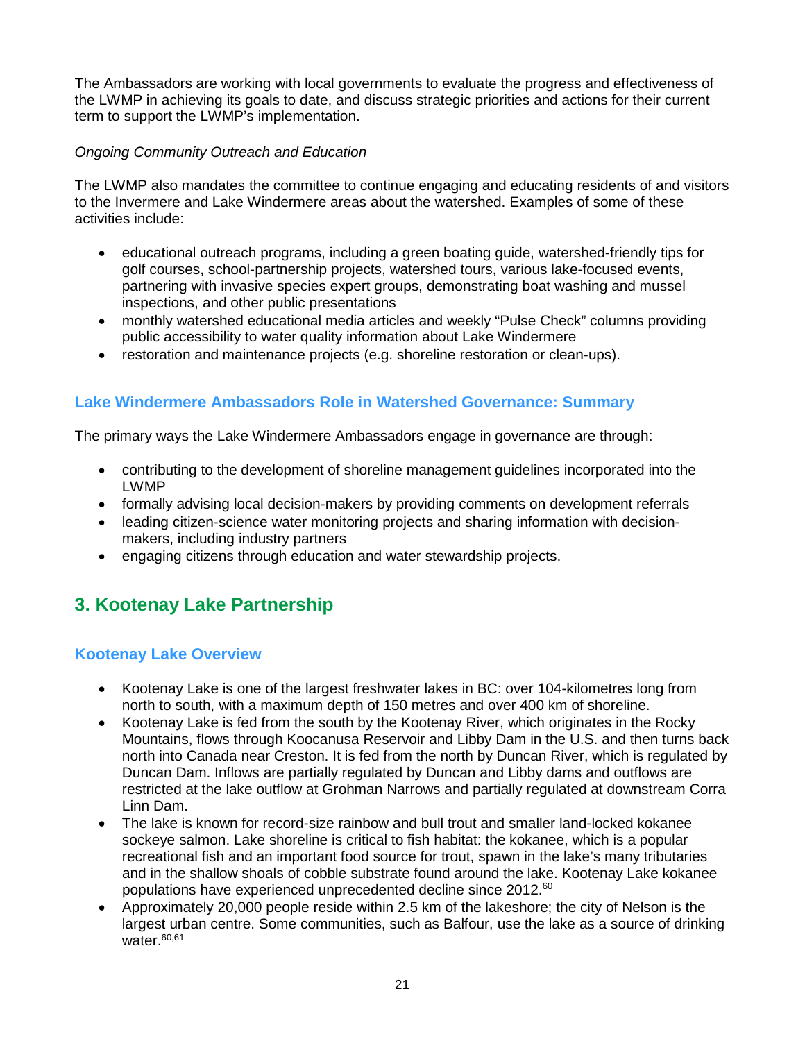The Ambassadors are working with local governments to evaluate the progress and effectiveness of the LWMP in achieving its goals to date, and discuss strategic priorities and actions for their current term to support the LWMP's implementation.

*Ongoing Community Outreach and Education*

The LWMP also mandates the committee to continue engaging and educating residents of and visitors to the Invermere and Lake Windermere areas about the watershed. Examples of some of these activities include:

- educational outreach programs, including a green boating guide, watershed-friendly tips for golf courses, school-partnership projects, watershed tours, various lake-focused events, partnering with invasive species expert groups, demonstrating boat washing and mussel inspections, and other public presentations
- monthly watershed educational media articles and weekly "Pulse Check" columns providing public accessibility to water quality information about Lake Windermere
- restoration and maintenance projects (e.g. shoreline restoration or clean-ups).

### Lake Windermere Ambassadors Role in Watershed Governance: Summary

The primary ways the Lake Windermere Ambassadors engage in governance are through:

- contributing to the development of shoreline management guidelines incorporated into the LWMP
- formally advising local decision-makers by providing comments on development referrals
- leading citizen-science water monitoring projects and sharing information with decision-makers, including industry partners
- engaging citizens through education and water stewardship projects.

## 3. Kootenay Lake Partnership

### Kootenay Lake Overview

- Kootenay Lake is one of the largest freshwater lakes in BC: over 104-kilometres long from north to south, with a maximum depth of 150 metres and over 400 km of shoreline.
- Kootenay Lake is fed from the south by the Kootenay River, which originates in the Rocky Mountains, flows through Koocanusa Reservoir and Libby Dam in the U.S. and then turns back north into Canada near Creston. It is fed from the north by Duncan River, which is regulated by Duncan Dam. Inflows are partially regulated by Duncan and Libby dams and outflows are restricted at the lake outflow at Grohman Narrows and partially regulated at downstream Corra Linn Dam.
- The lake is known for record-size rainbow and bull trout and smaller land-locked kokanee sockeye salmon. Lake shoreline is critical to fish habitat: the kokanee, which is a popular recreational fish and an important food source for trout, spawn in the lake's many tributaries and in the shallow shoals of cobble substrate found around the lake. Kootenay Lake kokanee populations have experienced unprecedented decline since 2012.[60]
- Approximately 20,000 people reside within 2.5 km of the lakeshore; the city of Nelson is the largest urban centre. Some communities, such as Balfour, use the lake as a source of drinking water.[60,61]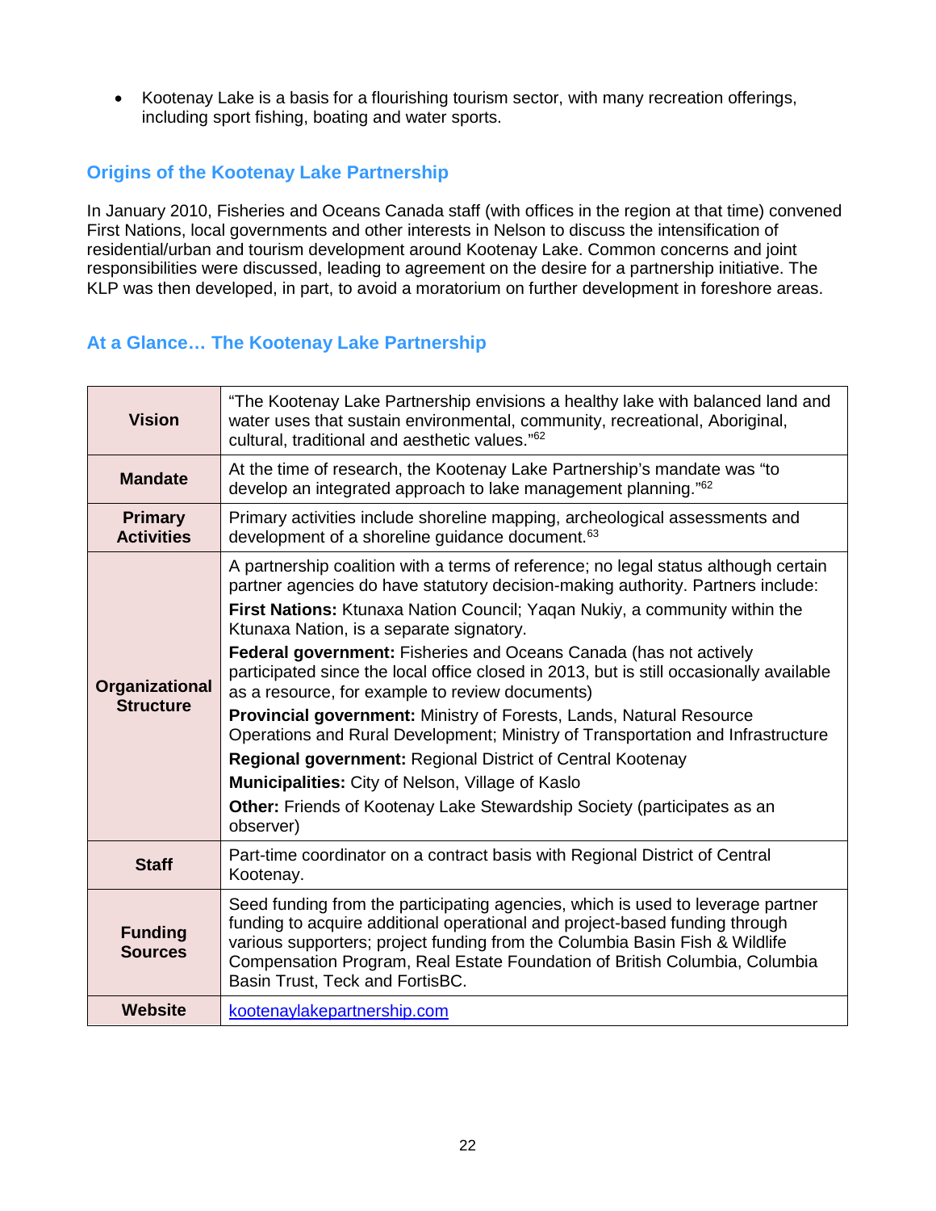- Kootenay Lake is a basis for a flourishing tourism sector, with many recreation offerings, including sport fishing, boating and water sports.

## Origins of the Kootenay Lake Partnership

In January 2010, Fisheries and Oceans Canada staff (with offices in the region at that time) convened First Nations, local governments and other interests in Nelson to discuss the intensification of residential/urban and tourism development around Kootenay Lake. Common concerns and joint responsibilities were discussed, leading to agreement on the desire for a partnership initiative. The KLP was then developed, in part, to avoid a moratorium on further development in foreshore areas.

## At a Glance… The Kootenay Lake Partnership

| | |
|---|---|
| **Vision** | "The Kootenay Lake Partnership envisions a healthy lake with balanced land and water uses that sustain environmental, community, recreational, Aboriginal, cultural, traditional and aesthetic values."[62] |
| **Mandate** | At the time of research, the Kootenay Lake Partnership's mandate was "to develop an integrated approach to lake management planning."[62] |
| **Primary Activities** | Primary activities include shoreline mapping, archeological assessments and development of a shoreline guidance document.[63] |
| **Organizational Structure** | A partnership coalition with a terms of reference; no legal status although certain partner agencies do have statutory decision-making authority. Partners include:<br>**First Nations:** Ktunaxa Nation Council; Yaqan Nukiy, a community within the Ktunaxa Nation, is a separate signatory.<br>**Federal government:** Fisheries and Oceans Canada (has not actively participated since the local office closed in 2013, but is still occasionally available as a resource, for example to review documents)<br>**Provincial government:** Ministry of Forests, Lands, Natural Resource Operations and Rural Development; Ministry of Transportation and Infrastructure<br>**Regional government:** Regional District of Central Kootenay<br>**Municipalities:** City of Nelson, Village of Kaslo<br>**Other:** Friends of Kootenay Lake Stewardship Society (participates as an observer) |
| **Staff** | Part-time coordinator on a contract basis with Regional District of Central Kootenay. |
| **Funding Sources** | Seed funding from the participating agencies, which is used to leverage partner funding to acquire additional operational and project-based funding through various supporters; project funding from the Columbia Basin Fish & Wildlife Compensation Program, Real Estate Foundation of British Columbia, Columbia Basin Trust, Teck and FortisBC. |
| **Website** | kootenaylakepartnership.com |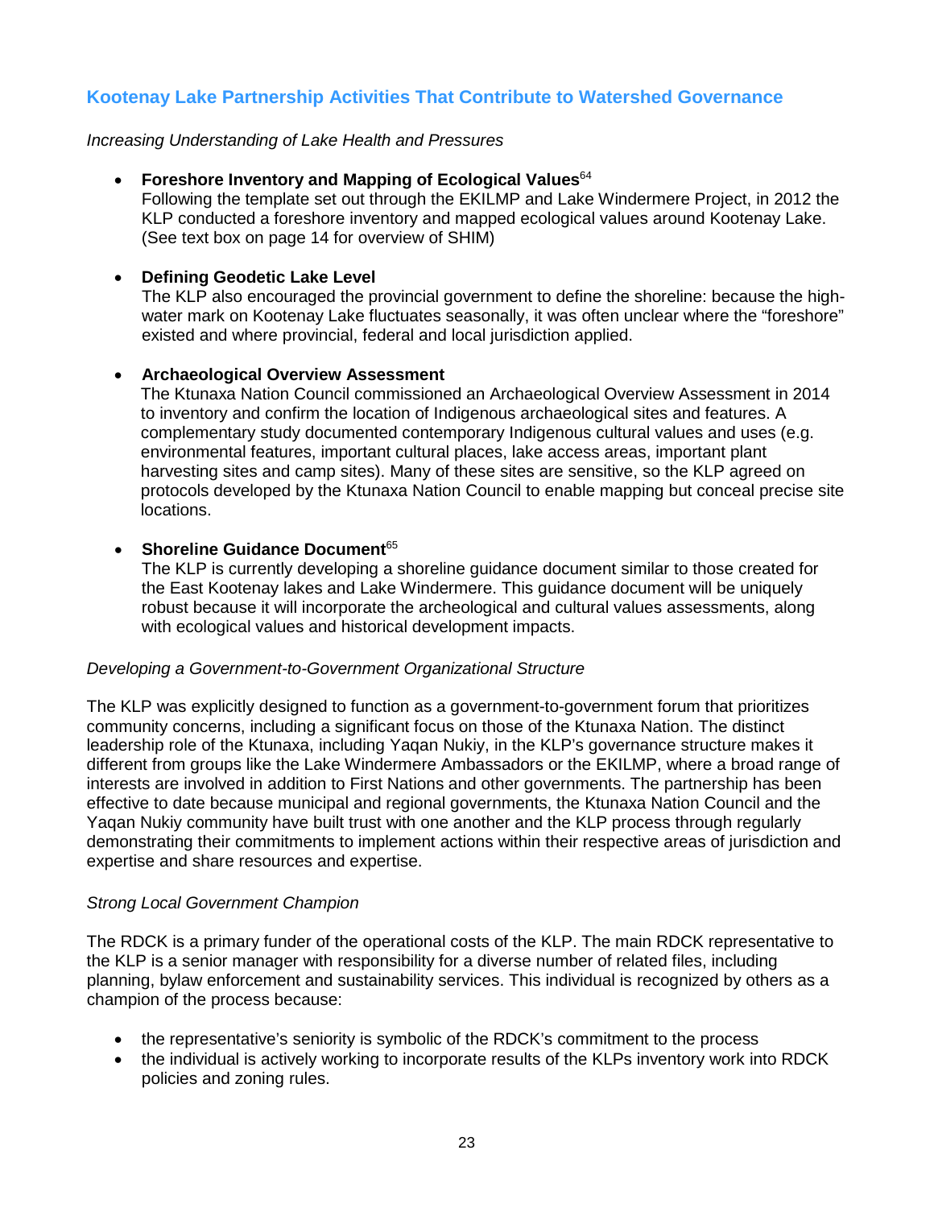## Kootenay Lake Partnership Activities That Contribute to Watershed Governance

*Increasing Understanding of Lake Health and Pressures*

- **Foreshore Inventory and Mapping of Ecological Values**[64]
  Following the template set out through the EKILMP and Lake Windermere Project, in 2012 the KLP conducted a foreshore inventory and mapped ecological values around Kootenay Lake. (See text box on page 14 for overview of SHIM)

- **Defining Geodetic Lake Level**
  The KLP also encouraged the provincial government to define the shoreline: because the high-water mark on Kootenay Lake fluctuates seasonally, it was often unclear where the "foreshore" existed and where provincial, federal and local jurisdiction applied.

- **Archaeological Overview Assessment**
  The Ktunaxa Nation Council commissioned an Archaeological Overview Assessment in 2014 to inventory and confirm the location of Indigenous archaeological sites and features. A complementary study documented contemporary Indigenous cultural values and uses (e.g. environmental features, important cultural places, lake access areas, important plant harvesting sites and camp sites). Many of these sites are sensitive, so the KLP agreed on protocols developed by the Ktunaxa Nation Council to enable mapping but conceal precise site locations.

- **Shoreline Guidance Document**[65]
  The KLP is currently developing a shoreline guidance document similar to those created for the East Kootenay lakes and Lake Windermere. This guidance document will be uniquely robust because it will incorporate the archeological and cultural values assessments, along with ecological values and historical development impacts.

*Developing a Government-to-Government Organizational Structure*

The KLP was explicitly designed to function as a government-to-government forum that prioritizes community concerns, including a significant focus on those of the Ktunaxa Nation. The distinct leadership role of the Ktunaxa, including Yaqan Nukiy, in the KLP's governance structure makes it different from groups like the Lake Windermere Ambassadors or the EKILMP, where a broad range of interests are involved in addition to First Nations and other governments. The partnership has been effective to date because municipal and regional governments, the Ktunaxa Nation Council and the Yaqan Nukiy community have built trust with one another and the KLP process through regularly demonstrating their commitments to implement actions within their respective areas of jurisdiction and expertise and share resources and expertise.

*Strong Local Government Champion*

The RDCK is a primary funder of the operational costs of the KLP. The main RDCK representative to the KLP is a senior manager with responsibility for a diverse number of related files, including planning, bylaw enforcement and sustainability services. This individual is recognized by others as a champion of the process because:

- the representative's seniority is symbolic of the RDCK's commitment to the process
- the individual is actively working to incorporate results of the KLPs inventory work into RDCK policies and zoning rules.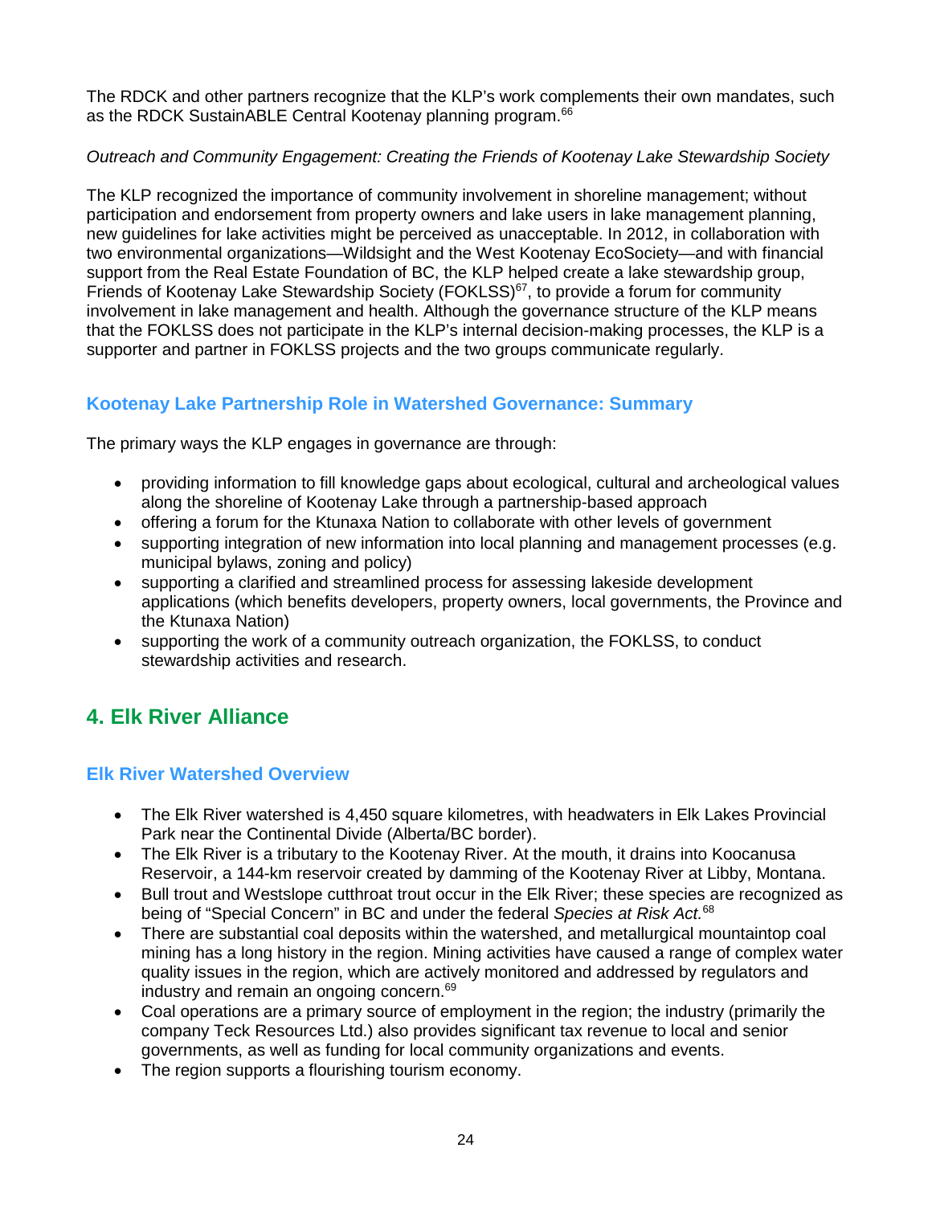The RDCK and other partners recognize that the KLP's work complements their own mandates, such as the RDCK SustainABLE Central Kootenay planning program.[66]

*Outreach and Community Engagement: Creating the Friends of Kootenay Lake Stewardship Society*

The KLP recognized the importance of community involvement in shoreline management; without participation and endorsement from property owners and lake users in lake management planning, new guidelines for lake activities might be perceived as unacceptable. In 2012, in collaboration with two environmental organizations—Wildsight and the West Kootenay EcoSociety—and with financial support from the Real Estate Foundation of BC, the KLP helped create a lake stewardship group, Friends of Kootenay Lake Stewardship Society (FOKLSS)[67], to provide a forum for community involvement in lake management and health. Although the governance structure of the KLP means that the FOKLSS does not participate in the KLP's internal decision-making processes, the KLP is a supporter and partner in FOKLSS projects and the two groups communicate regularly.

### Kootenay Lake Partnership Role in Watershed Governance: Summary

The primary ways the KLP engages in governance are through:

- providing information to fill knowledge gaps about ecological, cultural and archeological values along the shoreline of Kootenay Lake through a partnership-based approach
- offering a forum for the Ktunaxa Nation to collaborate with other levels of government
- supporting integration of new information into local planning and management processes (e.g. municipal bylaws, zoning and policy)
- supporting a clarified and streamlined process for assessing lakeside development applications (which benefits developers, property owners, local governments, the Province and the Ktunaxa Nation)
- supporting the work of a community outreach organization, the FOKLSS, to conduct stewardship activities and research.

## 4. Elk River Alliance

### Elk River Watershed Overview

- The Elk River watershed is 4,450 square kilometres, with headwaters in Elk Lakes Provincial Park near the Continental Divide (Alberta/BC border).
- The Elk River is a tributary to the Kootenay River. At the mouth, it drains into Koocanusa Reservoir, a 144-km reservoir created by damming of the Kootenay River at Libby, Montana.
- Bull trout and Westslope cutthroat trout occur in the Elk River; these species are recognized as being of "Special Concern" in BC and under the federal *Species at Risk Act.*[68]
- There are substantial coal deposits within the watershed, and metallurgical mountaintop coal mining has a long history in the region. Mining activities have caused a range of complex water quality issues in the region, which are actively monitored and addressed by regulators and industry and remain an ongoing concern.[69]
- Coal operations are a primary source of employment in the region; the industry (primarily the company Teck Resources Ltd.) also provides significant tax revenue to local and senior governments, as well as funding for local community organizations and events.
- The region supports a flourishing tourism economy.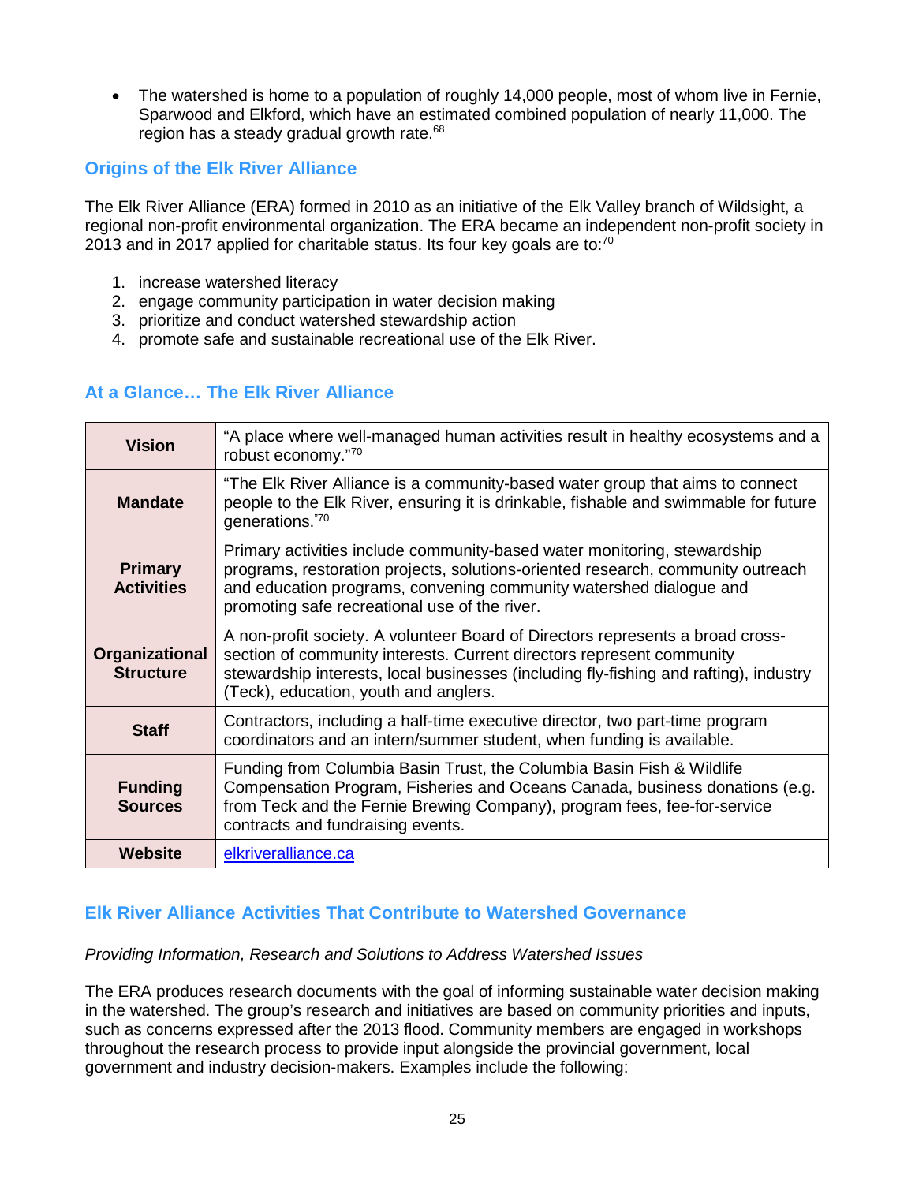- The watershed is home to a population of roughly 14,000 people, most of whom live in Fernie, Sparwood and Elkford, which have an estimated combined population of nearly 11,000. The region has a steady gradual growth rate.[68]

## Origins of the Elk River Alliance

The Elk River Alliance (ERA) formed in 2010 as an initiative of the Elk Valley branch of Wildsight, a regional non-profit environmental organization. The ERA became an independent non-profit society in 2013 and in 2017 applied for charitable status. Its four key goals are to:[70]

1. increase watershed literacy
2. engage community participation in water decision making
3. prioritize and conduct watershed stewardship action
4. promote safe and sustainable recreational use of the Elk River.

## At a Glance… The Elk River Alliance

| | |
|---|---|
| **Vision** | "A place where well-managed human activities result in healthy ecosystems and a robust economy."[70] |
| **Mandate** | "The Elk River Alliance is a community-based water group that aims to connect people to the Elk River, ensuring it is drinkable, fishable and swimmable for future generations."[70] |
| **Primary Activities** | Primary activities include community-based water monitoring, stewardship programs, restoration projects, solutions-oriented research, community outreach and education programs, convening community watershed dialogue and promoting safe recreational use of the river. |
| **Organizational Structure** | A non-profit society. A volunteer Board of Directors represents a broad cross-section of community interests. Current directors represent community stewardship interests, local businesses (including fly-fishing and rafting), industry (Teck), education, youth and anglers. |
| **Staff** | Contractors, including a half-time executive director, two part-time program coordinators and an intern/summer student, when funding is available. |
| **Funding Sources** | Funding from Columbia Basin Trust, the Columbia Basin Fish & Wildlife Compensation Program, Fisheries and Oceans Canada, business donations (e.g. from Teck and the Fernie Brewing Company), program fees, fee-for-service contracts and fundraising events. |
| **Website** | elkriveralliance.ca |

## Elk River Alliance Activities That Contribute to Watershed Governance

*Providing Information, Research and Solutions to Address Watershed Issues*

The ERA produces research documents with the goal of informing sustainable water decision making in the watershed. The group's research and initiatives are based on community priorities and inputs, such as concerns expressed after the 2013 flood. Community members are engaged in workshops throughout the research process to provide input alongside the provincial government, local government and industry decision-makers. Examples include the following: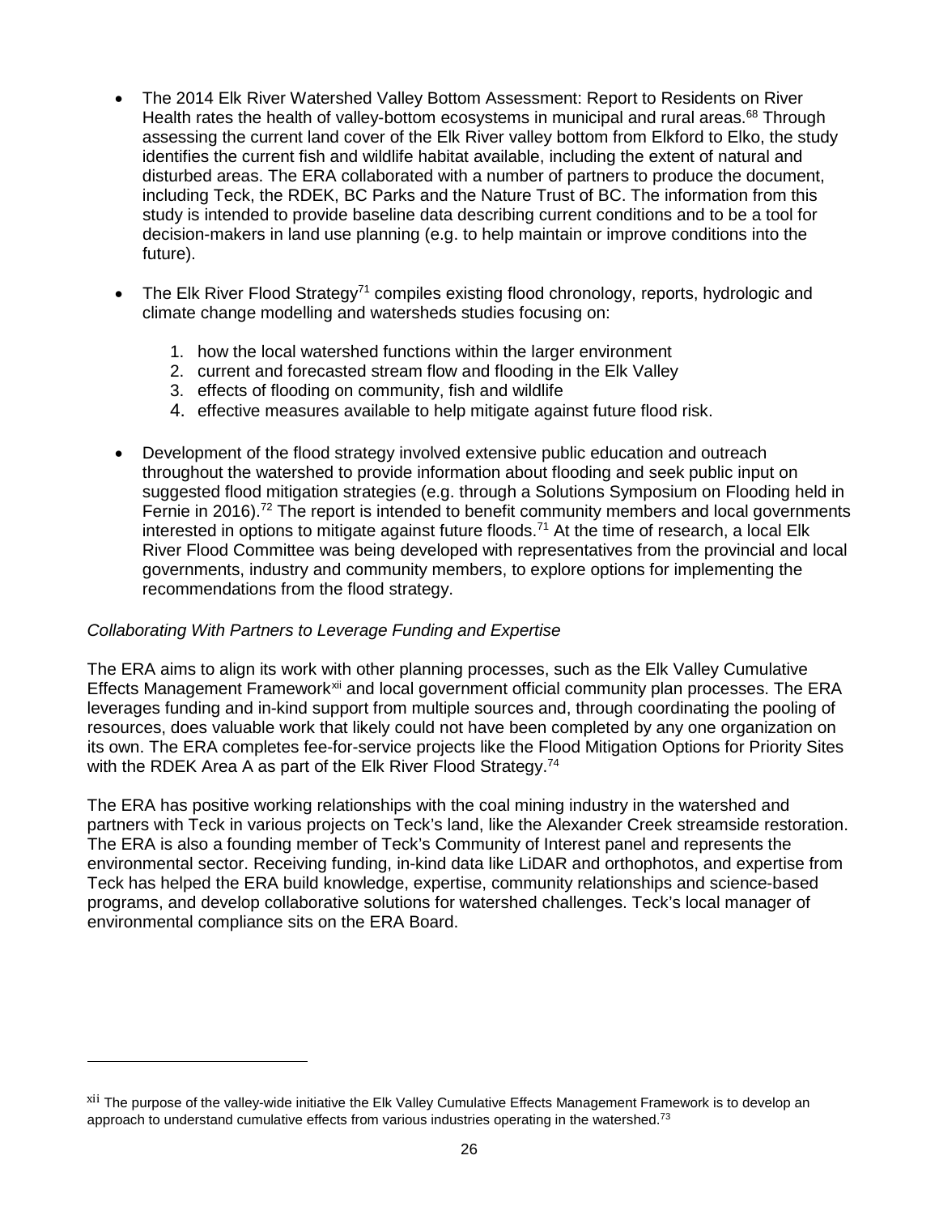- The 2014 Elk River Watershed Valley Bottom Assessment: Report to Residents on River Health rates the health of valley-bottom ecosystems in municipal and rural areas.[68] Through assessing the current land cover of the Elk River valley bottom from Elkford to Elko, the study identifies the current fish and wildlife habitat available, including the extent of natural and disturbed areas. The ERA collaborated with a number of partners to produce the document, including Teck, the RDEK, BC Parks and the Nature Trust of BC. The information from this study is intended to provide baseline data describing current conditions and to be a tool for decision-makers in land use planning (e.g. to help maintain or improve conditions into the future).
- The Elk River Flood Strategy[71] compiles existing flood chronology, reports, hydrologic and climate change modelling and watersheds studies focusing on:
  1. how the local watershed functions within the larger environment
  2. current and forecasted stream flow and flooding in the Elk Valley
  3. effects of flooding on community, fish and wildlife
  4. effective measures available to help mitigate against future flood risk.
- Development of the flood strategy involved extensive public education and outreach throughout the watershed to provide information about flooding and seek public input on suggested flood mitigation strategies (e.g. through a Solutions Symposium on Flooding held in Fernie in 2016).[72] The report is intended to benefit community members and local governments interested in options to mitigate against future floods.[71] At the time of research, a local Elk River Flood Committee was being developed with representatives from the provincial and local governments, industry and community members, to explore options for implementing the recommendations from the flood strategy.

*Collaborating With Partners to Leverage Funding and Expertise*

The ERA aims to align its work with other planning processes, such as the Elk Valley Cumulative Effects Management Framework[xii] and local government official community plan processes. The ERA leverages funding and in-kind support from multiple sources and, through coordinating the pooling of resources, does valuable work that likely could not have been completed by any one organization on its own. The ERA completes fee-for-service projects like the Flood Mitigation Options for Priority Sites with the RDEK Area A as part of the Elk River Flood Strategy.[74]

The ERA has positive working relationships with the coal mining industry in the watershed and partners with Teck in various projects on Teck's land, like the Alexander Creek streamside restoration. The ERA is also a founding member of Teck's Community of Interest panel and represents the environmental sector. Receiving funding, in-kind data like LiDAR and orthophotos, and expertise from Teck has helped the ERA build knowledge, expertise, community relationships and science-based programs, and develop collaborative solutions for watershed challenges. Teck's local manager of environmental compliance sits on the ERA Board.

[xii] The purpose of the valley-wide initiative the Elk Valley Cumulative Effects Management Framework is to develop an approach to understand cumulative effects from various industries operating in the watershed.[73]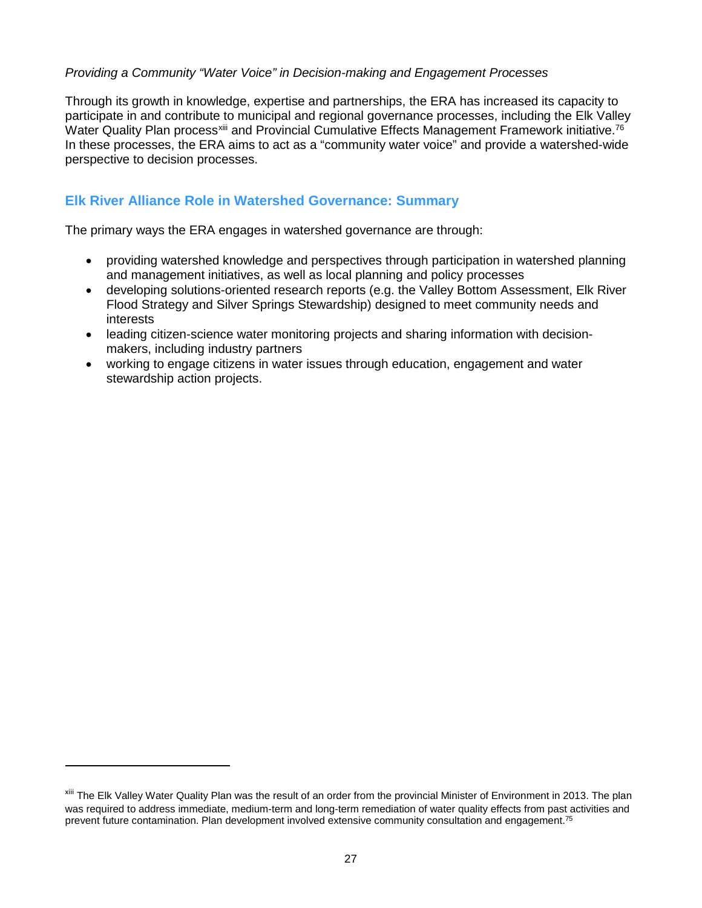*Providing a Community "Water Voice" in Decision-making and Engagement Processes*

Through its growth in knowledge, expertise and partnerships, the ERA has increased its capacity to participate in and contribute to municipal and regional governance processes, including the Elk Valley Water Quality Plan process[xiii] and Provincial Cumulative Effects Management Framework initiative.[76] In these processes, the ERA aims to act as a "community water voice" and provide a watershed-wide perspective to decision processes.

## Elk River Alliance Role in Watershed Governance: Summary

The primary ways the ERA engages in watershed governance are through:

- providing watershed knowledge and perspectives through participation in watershed planning and management initiatives, as well as local planning and policy processes
- developing solutions-oriented research reports (e.g. the Valley Bottom Assessment, Elk River Flood Strategy and Silver Springs Stewardship) designed to meet community needs and interests
- leading citizen-science water monitoring projects and sharing information with decision-makers, including industry partners
- working to engage citizens in water issues through education, engagement and water stewardship action projects.

---

[xiii] The Elk Valley Water Quality Plan was the result of an order from the provincial Minister of Environment in 2013. The plan was required to address immediate, medium-term and long-term remediation of water quality effects from past activities and prevent future contamination. Plan development involved extensive community consultation and engagement.[75]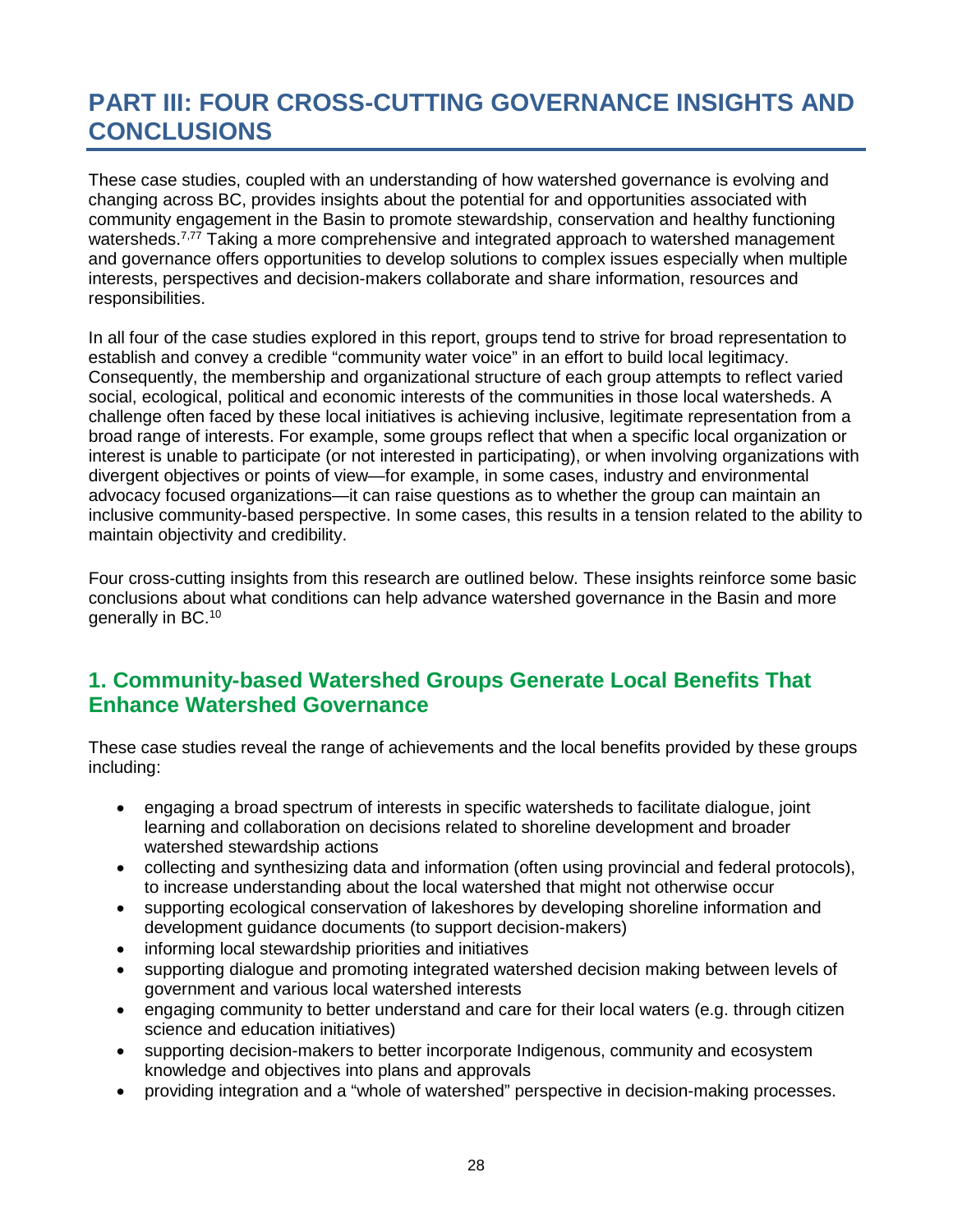# PART III: FOUR CROSS-CUTTING GOVERNANCE INSIGHTS AND CONCLUSIONS

These case studies, coupled with an understanding of how watershed governance is evolving and changing across BC, provides insights about the potential for and opportunities associated with community engagement in the Basin to promote stewardship, conservation and healthy functioning watersheds.[7,77] Taking a more comprehensive and integrated approach to watershed management and governance offers opportunities to develop solutions to complex issues especially when multiple interests, perspectives and decision-makers collaborate and share information, resources and responsibilities.

In all four of the case studies explored in this report, groups tend to strive for broad representation to establish and convey a credible "community water voice" in an effort to build local legitimacy. Consequently, the membership and organizational structure of each group attempts to reflect varied social, ecological, political and economic interests of the communities in those local watersheds. A challenge often faced by these local initiatives is achieving inclusive, legitimate representation from a broad range of interests. For example, some groups reflect that when a specific local organization or interest is unable to participate (or not interested in participating), or when involving organizations with divergent objectives or points of view—for example, in some cases, industry and environmental advocacy focused organizations—it can raise questions as to whether the group can maintain an inclusive community-based perspective. In some cases, this results in a tension related to the ability to maintain objectivity and credibility.

Four cross-cutting insights from this research are outlined below. These insights reinforce some basic conclusions about what conditions can help advance watershed governance in the Basin and more generally in BC.[10]

## 1. Community-based Watershed Groups Generate Local Benefits That Enhance Watershed Governance

These case studies reveal the range of achievements and the local benefits provided by these groups including:

- engaging a broad spectrum of interests in specific watersheds to facilitate dialogue, joint learning and collaboration on decisions related to shoreline development and broader watershed stewardship actions
- collecting and synthesizing data and information (often using provincial and federal protocols), to increase understanding about the local watershed that might not otherwise occur
- supporting ecological conservation of lakeshores by developing shoreline information and development guidance documents (to support decision-makers)
- informing local stewardship priorities and initiatives
- supporting dialogue and promoting integrated watershed decision making between levels of government and various local watershed interests
- engaging community to better understand and care for their local waters (e.g. through citizen science and education initiatives)
- supporting decision-makers to better incorporate Indigenous, community and ecosystem knowledge and objectives into plans and approvals
- providing integration and a "whole of watershed" perspective in decision-making processes.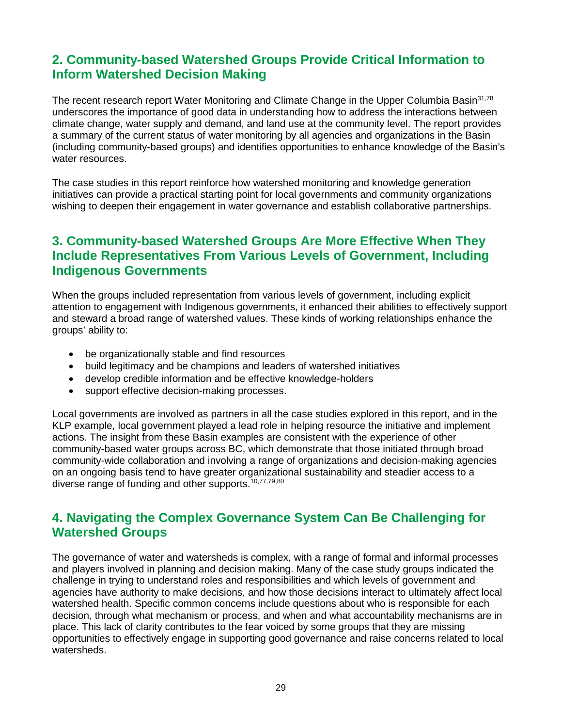## 2. Community-based Watershed Groups Provide Critical Information to Inform Watershed Decision Making

The recent research report Water Monitoring and Climate Change in the Upper Columbia Basin[31,78] underscores the importance of good data in understanding how to address the interactions between climate change, water supply and demand, and land use at the community level. The report provides a summary of the current status of water monitoring by all agencies and organizations in the Basin (including community-based groups) and identifies opportunities to enhance knowledge of the Basin's water resources.

The case studies in this report reinforce how watershed monitoring and knowledge generation initiatives can provide a practical starting point for local governments and community organizations wishing to deepen their engagement in water governance and establish collaborative partnerships.

## 3. Community-based Watershed Groups Are More Effective When They Include Representatives From Various Levels of Government, Including Indigenous Governments

When the groups included representation from various levels of government, including explicit attention to engagement with Indigenous governments, it enhanced their abilities to effectively support and steward a broad range of watershed values. These kinds of working relationships enhance the groups' ability to:

- be organizationally stable and find resources
- build legitimacy and be champions and leaders of watershed initiatives
- develop credible information and be effective knowledge-holders
- support effective decision-making processes.

Local governments are involved as partners in all the case studies explored in this report, and in the KLP example, local government played a lead role in helping resource the initiative and implement actions. The insight from these Basin examples are consistent with the experience of other community-based water groups across BC, which demonstrate that those initiated through broad community-wide collaboration and involving a range of organizations and decision-making agencies on an ongoing basis tend to have greater organizational sustainability and steadier access to a diverse range of funding and other supports.[10,77,79,80]

## 4. Navigating the Complex Governance System Can Be Challenging for Watershed Groups

The governance of water and watersheds is complex, with a range of formal and informal processes and players involved in planning and decision making. Many of the case study groups indicated the challenge in trying to understand roles and responsibilities and which levels of government and agencies have authority to make decisions, and how those decisions interact to ultimately affect local watershed health. Specific common concerns include questions about who is responsible for each decision, through what mechanism or process, and when and what accountability mechanisms are in place. This lack of clarity contributes to the fear voiced by some groups that they are missing opportunities to effectively engage in supporting good governance and raise concerns related to local watersheds.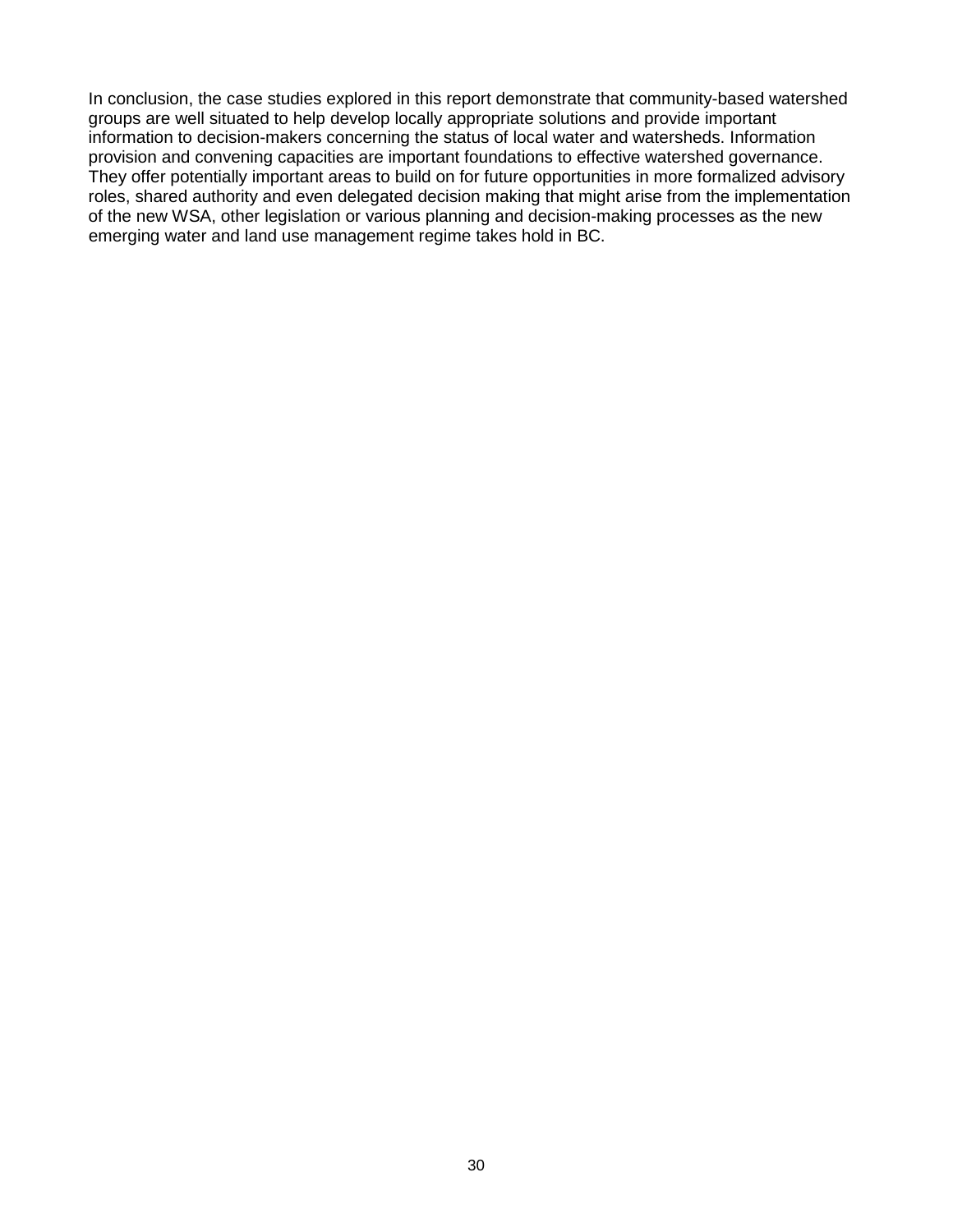In conclusion, the case studies explored in this report demonstrate that community-based watershed groups are well situated to help develop locally appropriate solutions and provide important information to decision-makers concerning the status of local water and watersheds. Information provision and convening capacities are important foundations to effective watershed governance. They offer potentially important areas to build on for future opportunities in more formalized advisory roles, shared authority and even delegated decision making that might arise from the implementation of the new WSA, other legislation or various planning and decision-making processes as the new emerging water and land use management regime takes hold in BC.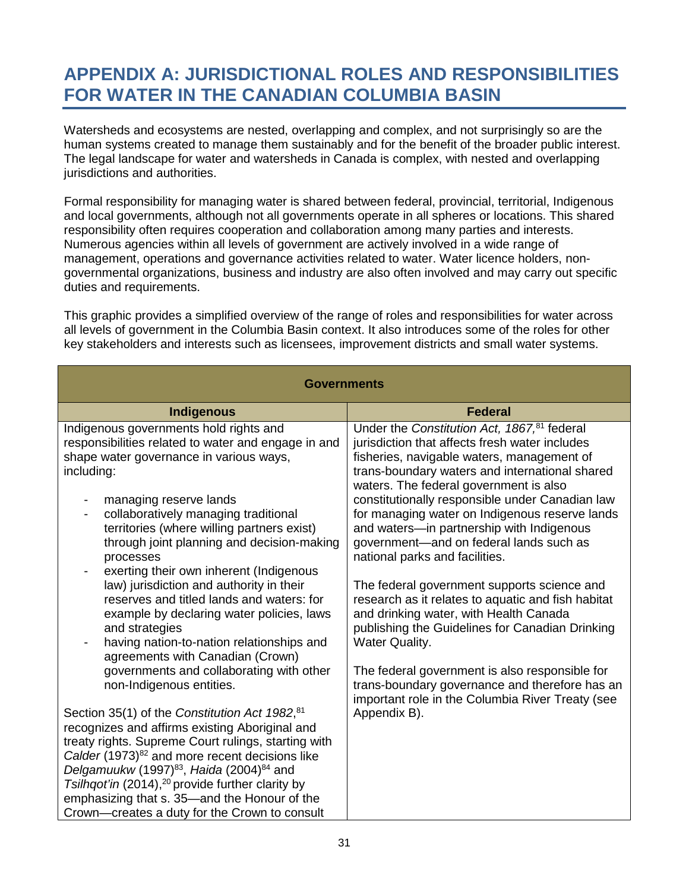# APPENDIX A: JURISDICTIONAL ROLES AND RESPONSIBILITIES FOR WATER IN THE CANADIAN COLUMBIA BASIN

Watersheds and ecosystems are nested, overlapping and complex, and not surprisingly so are the human systems created to manage them sustainably and for the benefit of the broader public interest. The legal landscape for water and watersheds in Canada is complex, with nested and overlapping jurisdictions and authorities.

Formal responsibility for managing water is shared between federal, provincial, territorial, Indigenous and local governments, although not all governments operate in all spheres or locations. This shared responsibility often requires cooperation and collaboration among many parties and interests. Numerous agencies within all levels of government are actively involved in a wide range of management, operations and governance activities related to water. Water licence holders, non-governmental organizations, business and industry are also often involved and may carry out specific duties and requirements.

This graphic provides a simplified overview of the range of roles and responsibilities for water across all levels of government in the Columbia Basin context. It also introduces some of the roles for other key stakeholders and interests such as licensees, improvement districts and small water systems.

| **Governments** | |
|---|---|
| **Indigenous** | **Federal** |
| Indigenous governments hold rights and responsibilities related to water and engage in and shape water governance in various ways, including:<br><br>- managing reserve lands<br>- collaboratively managing traditional territories (where willing partners exist) through joint planning and decision-making processes<br>- exerting their own inherent (Indigenous law) jurisdiction and authority in their reserves and titled lands and waters: for example by declaring water policies, laws and strategies<br>- having nation-to-nation relationships and agreements with Canadian (Crown) governments and collaborating with other non-Indigenous entities.<br><br>Section 35(1) of the *Constitution Act 1982*,[81] recognizes and affirms existing Aboriginal and treaty rights. Supreme Court rulings, starting with *Calder* (1973)[82] and more recent decisions like *Delgamuukw* (1997)[83], *Haida* (2004)[84] and *Tsilhqot'in* (2014),[20] provide further clarity by emphasizing that s. 35—and the Honour of the Crown—creates a duty for the Crown to consult | Under the *Constitution Act, 1867*,[81] federal jurisdiction that affects fresh water includes fisheries, navigable waters, management of trans-boundary waters and international shared waters. The federal government is also constitutionally responsible under Canadian law for managing water on Indigenous reserve lands and waters—in partnership with Indigenous government—and on federal lands such as national parks and facilities.<br><br>The federal government supports science and research as it relates to aquatic and fish habitat and drinking water, with Health Canada publishing the Guidelines for Canadian Drinking Water Quality.<br><br>The federal government is also responsible for trans-boundary governance and therefore has an important role in the Columbia River Treaty (see Appendix B). |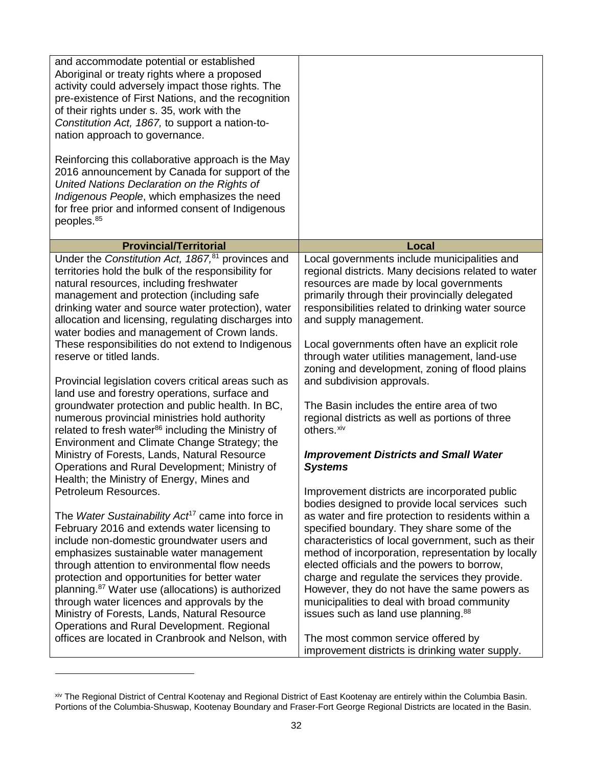| | |
|---|---|
| and accommodate potential or established Aboriginal or treaty rights where a proposed activity could adversely impact those rights. The pre-existence of First Nations, and the recognition of their rights under s. 35, work with the *Constitution Act, 1867,* to support a nation-to-nation approach to governance.<br><br>Reinforcing this collaborative approach is the May 2016 announcement by Canada for support of the *United Nations Declaration on the Rights of Indigenous People*, which emphasizes the need for free prior and informed consent of Indigenous peoples.[85] | |
| **Provincial/Territorial** | **Local** |
| Under the *Constitution Act, 1867,*[81] provinces and territories hold the bulk of the responsibility for natural resources, including freshwater management and protection (including safe drinking water and source water protection), water allocation and licensing, regulating discharges into water bodies and management of Crown lands. These responsibilities do not extend to Indigenous reserve or titled lands.<br><br>Provincial legislation covers critical areas such as land use and forestry operations, surface and groundwater protection and public health. In BC, numerous provincial ministries hold authority related to fresh water[86] including the Ministry of Environment and Climate Change Strategy; the Ministry of Forests, Lands, Natural Resource Operations and Rural Development; Ministry of Health; the Ministry of Energy, Mines and Petroleum Resources.<br><br>The *Water Sustainability Act*[17] came into force in February 2016 and extends water licensing to include non-domestic groundwater users and emphasizes sustainable water management through attention to environmental flow needs protection and opportunities for better water planning.[87] Water use (allocations) is authorized through water licences and approvals by the Ministry of Forests, Lands, Natural Resource Operations and Rural Development. Regional offices are located in Cranbrook and Nelson, with | Local governments include municipalities and regional districts. Many decisions related to water resources are made by local governments primarily through their provincially delegated responsibilities related to drinking water source and supply management.<br><br>Local governments often have an explicit role through water utilities management, land-use zoning and development, zoning of flood plains and subdivision approvals.<br><br>The Basin includes the entire area of two regional districts as well as portions of three others.[xiv]<br><br>***Improvement Districts and Small Water Systems***<br><br>Improvement districts are incorporated public bodies designed to provide local services such as water and fire protection to residents within a specified boundary. They share some of the characteristics of local government, such as their method of incorporation, representation by locally elected officials and the powers to borrow, charge and regulate the services they provide. However, they do not have the same powers as municipalities to deal with broad community issues such as land use planning.[88]<br><br>The most common service offered by improvement districts is drinking water supply. |

[xiv] The Regional District of Central Kootenay and Regional District of East Kootenay are entirely within the Columbia Basin. Portions of the Columbia-Shuswap, Kootenay Boundary and Fraser-Fort George Regional Districts are located in the Basin.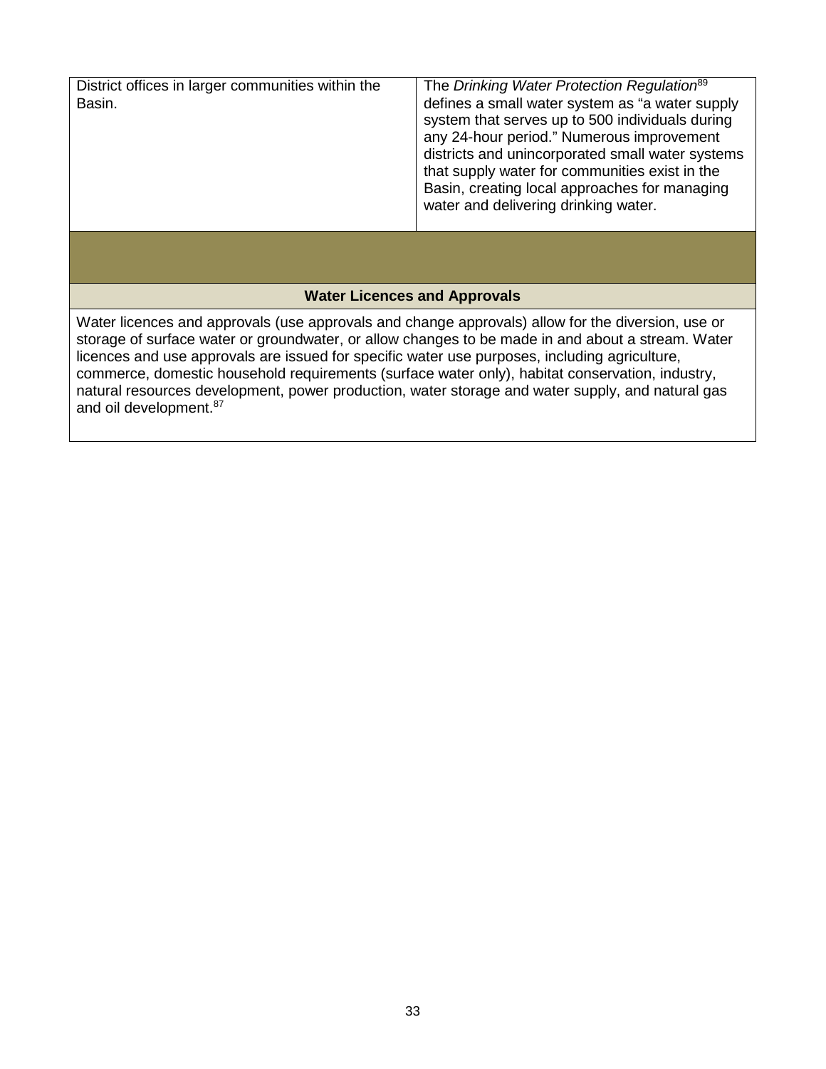| District offices in larger communities within the Basin. | The *Drinking Water Protection Regulation*[89] defines a small water system as "a water supply system that serves up to 500 individuals during any 24-hour period." Numerous improvement districts and unincorporated small water systems that supply water for communities exist in the Basin, creating local approaches for managing water and delivering drinking water. |
|---|---|

| **Water Licences and Approvals** |
|---|
| Water licences and approvals (use approvals and change approvals) allow for the diversion, use or storage of surface water or groundwater, or allow changes to be made in and about a stream. Water licences and use approvals are issued for specific water use purposes, including agriculture, commerce, domestic household requirements (surface water only), habitat conservation, industry, natural resources development, power production, water storage and water supply, and natural gas and oil development.[87] |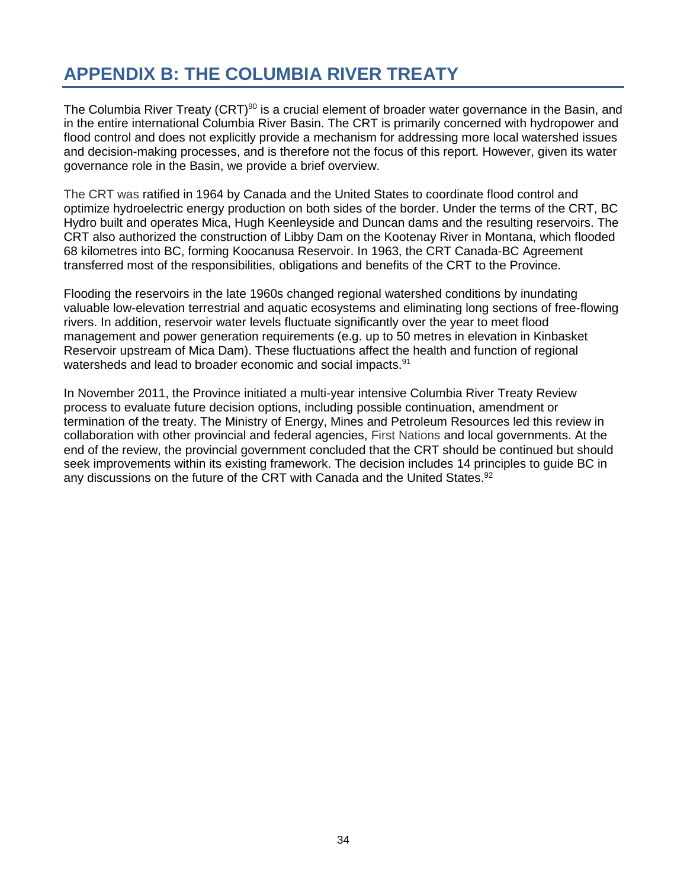# APPENDIX B: THE COLUMBIA RIVER TREATY

The Columbia River Treaty (CRT)[90] is a crucial element of broader water governance in the Basin, and in the entire international Columbia River Basin. The CRT is primarily concerned with hydropower and flood control and does not explicitly provide a mechanism for addressing more local watershed issues and decision-making processes, and is therefore not the focus of this report. However, given its water governance role in the Basin, we provide a brief overview.

The CRT was ratified in 1964 by Canada and the United States to coordinate flood control and optimize hydroelectric energy production on both sides of the border. Under the terms of the CRT, BC Hydro built and operates Mica, Hugh Keenleyside and Duncan dams and the resulting reservoirs. The CRT also authorized the construction of Libby Dam on the Kootenay River in Montana, which flooded 68 kilometres into BC, forming Koocanusa Reservoir. In 1963, the CRT Canada-BC Agreement transferred most of the responsibilities, obligations and benefits of the CRT to the Province.

Flooding the reservoirs in the late 1960s changed regional watershed conditions by inundating valuable low-elevation terrestrial and aquatic ecosystems and eliminating long sections of free-flowing rivers. In addition, reservoir water levels fluctuate significantly over the year to meet flood management and power generation requirements (e.g. up to 50 metres in elevation in Kinbasket Reservoir upstream of Mica Dam). These fluctuations affect the health and function of regional watersheds and lead to broader economic and social impacts.[91]

In November 2011, the Province initiated a multi-year intensive Columbia River Treaty Review process to evaluate future decision options, including possible continuation, amendment or termination of the treaty. The Ministry of Energy, Mines and Petroleum Resources led this review in collaboration with other provincial and federal agencies, First Nations and local governments. At the end of the review, the provincial government concluded that the CRT should be continued but should seek improvements within its existing framework. The decision includes 14 principles to guide BC in any discussions on the future of the CRT with Canada and the United States.[92]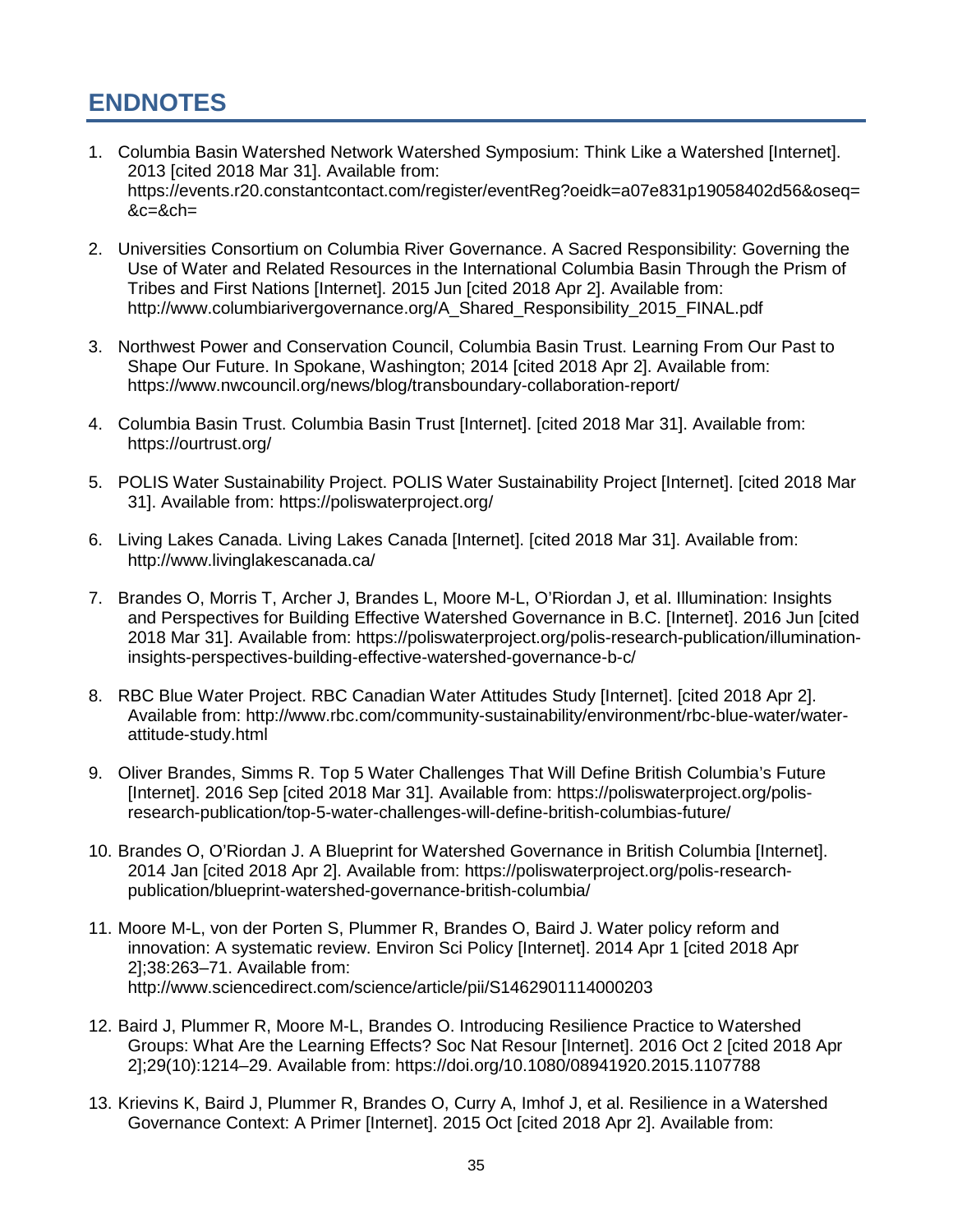# ENDNOTES

1. Columbia Basin Watershed Network Watershed Symposium: Think Like a Watershed [Internet]. 2013 [cited 2018 Mar 31]. Available from: https://events.r20.constantcontact.com/register/eventReg?oeidk=a07e831p19058402d56&oseq=&c=&ch=

2. Universities Consortium on Columbia River Governance. A Sacred Responsibility: Governing the Use of Water and Related Resources in the International Columbia Basin Through the Prism of Tribes and First Nations [Internet]. 2015 Jun [cited 2018 Apr 2]. Available from: http://www.columbiarivergovernance.org/A_Shared_Responsibility_2015_FINAL.pdf

3. Northwest Power and Conservation Council, Columbia Basin Trust. Learning From Our Past to Shape Our Future. In Spokane, Washington; 2014 [cited 2018 Apr 2]. Available from: https://www.nwcouncil.org/news/blog/transboundary-collaboration-report/

4. Columbia Basin Trust. Columbia Basin Trust [Internet]. [cited 2018 Mar 31]. Available from: https://ourtrust.org/

5. POLIS Water Sustainability Project. POLIS Water Sustainability Project [Internet]. [cited 2018 Mar 31]. Available from: https://poliswaterproject.org/

6. Living Lakes Canada. Living Lakes Canada [Internet]. [cited 2018 Mar 31]. Available from: http://www.livinglakescanada.ca/

7. Brandes O, Morris T, Archer J, Brandes L, Moore M-L, O'Riordan J, et al. Illumination: Insights and Perspectives for Building Effective Watershed Governance in B.C. [Internet]. 2016 Jun [cited 2018 Mar 31]. Available from: https://poliswaterproject.org/polis-research-publication/illumination-insights-perspectives-building-effective-watershed-governance-b-c/

8. RBC Blue Water Project. RBC Canadian Water Attitudes Study [Internet]. [cited 2018 Apr 2]. Available from: http://www.rbc.com/community-sustainability/environment/rbc-blue-water/water-attitude-study.html

9. Oliver Brandes, Simms R. Top 5 Water Challenges That Will Define British Columbia's Future [Internet]. 2016 Sep [cited 2018 Mar 31]. Available from: https://poliswaterproject.org/polis-research-publication/top-5-water-challenges-will-define-british-columbias-future/

10. Brandes O, O'Riordan J. A Blueprint for Watershed Governance in British Columbia [Internet]. 2014 Jan [cited 2018 Apr 2]. Available from: https://poliswaterproject.org/polis-research-publication/blueprint-watershed-governance-british-columbia/

11. Moore M-L, von der Porten S, Plummer R, Brandes O, Baird J. Water policy reform and innovation: A systematic review. Environ Sci Policy [Internet]. 2014 Apr 1 [cited 2018 Apr 2];38:263–71. Available from: http://www.sciencedirect.com/science/article/pii/S1462901114000203

12. Baird J, Plummer R, Moore M-L, Brandes O. Introducing Resilience Practice to Watershed Groups: What Are the Learning Effects? Soc Nat Resour [Internet]. 2016 Oct 2 [cited 2018 Apr 2];29(10):1214–29. Available from: https://doi.org/10.1080/08941920.2015.1107788

13. Krievins K, Baird J, Plummer R, Brandes O, Curry A, Imhof J, et al. Resilience in a Watershed Governance Context: A Primer [Internet]. 2015 Oct [cited 2018 Apr 2]. Available from: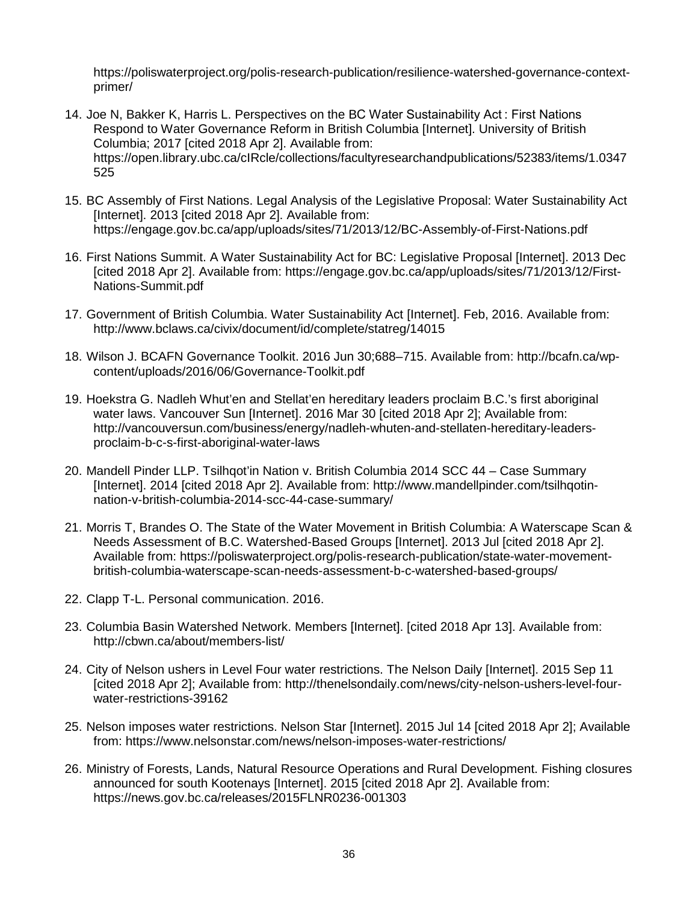https://poliswaterproject.org/polis-research-publication/resilience-watershed-governance-context-primer/

14. Joe N, Bakker K, Harris L. Perspectives on the BC Water Sustainability Act : First Nations Respond to Water Governance Reform in British Columbia [Internet]. University of British Columbia; 2017 [cited 2018 Apr 2]. Available from: https://open.library.ubc.ca/cIRcle/collections/facultyresearchandpublications/52383/items/1.0347525

15. BC Assembly of First Nations. Legal Analysis of the Legislative Proposal: Water Sustainability Act [Internet]. 2013 [cited 2018 Apr 2]. Available from: https://engage.gov.bc.ca/app/uploads/sites/71/2013/12/BC-Assembly-of-First-Nations.pdf

16. First Nations Summit. A Water Sustainability Act for BC: Legislative Proposal [Internet]. 2013 Dec [cited 2018 Apr 2]. Available from: https://engage.gov.bc.ca/app/uploads/sites/71/2013/12/First-Nations-Summit.pdf

17. Government of British Columbia. Water Sustainability Act [Internet]. Feb, 2016. Available from: http://www.bclaws.ca/civix/document/id/complete/statreg/14015

18. Wilson J. BCAFN Governance Toolkit. 2016 Jun 30;688–715. Available from: http://bcafn.ca/wp-content/uploads/2016/06/Governance-Toolkit.pdf

19. Hoekstra G. Nadleh Whut'en and Stellat'en hereditary leaders proclaim B.C.'s first aboriginal water laws. Vancouver Sun [Internet]. 2016 Mar 30 [cited 2018 Apr 2]; Available from: http://vancouversun.com/business/energy/nadleh-whuten-and-stellaten-hereditary-leaders-proclaim-b-c-s-first-aboriginal-water-laws

20. Mandell Pinder LLP. Tsilhqot'in Nation v. British Columbia 2014 SCC 44 – Case Summary [Internet]. 2014 [cited 2018 Apr 2]. Available from: http://www.mandellpinder.com/tsilhqotin-nation-v-british-columbia-2014-scc-44-case-summary/

21. Morris T, Brandes O. The State of the Water Movement in British Columbia: A Waterscape Scan & Needs Assessment of B.C. Watershed-Based Groups [Internet]. 2013 Jul [cited 2018 Apr 2]. Available from: https://poliswaterproject.org/polis-research-publication/state-water-movement-british-columbia-waterscape-scan-needs-assessment-b-c-watershed-based-groups/

22. Clapp T-L. Personal communication. 2016.

23. Columbia Basin Watershed Network. Members [Internet]. [cited 2018 Apr 13]. Available from: http://cbwn.ca/about/members-list/

24. City of Nelson ushers in Level Four water restrictions. The Nelson Daily [Internet]. 2015 Sep 11 [cited 2018 Apr 2]; Available from: http://thenelsondaily.com/news/city-nelson-ushers-level-four-water-restrictions-39162

25. Nelson imposes water restrictions. Nelson Star [Internet]. 2015 Jul 14 [cited 2018 Apr 2]; Available from: https://www.nelsonstar.com/news/nelson-imposes-water-restrictions/

26. Ministry of Forests, Lands, Natural Resource Operations and Rural Development. Fishing closures announced for south Kootenays [Internet]. 2015 [cited 2018 Apr 2]. Available from: https://news.gov.bc.ca/releases/2015FLNR0236-001303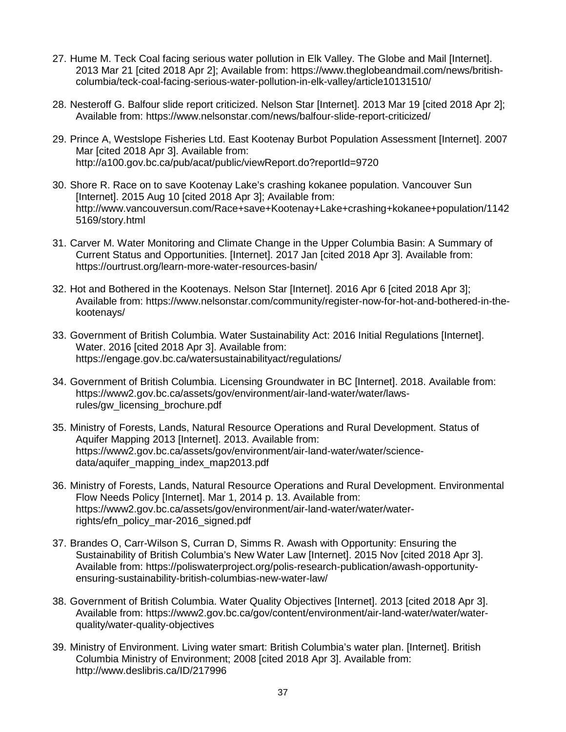27. Hume M. Teck Coal facing serious water pollution in Elk Valley. The Globe and Mail [Internet]. 2013 Mar 21 [cited 2018 Apr 2]; Available from: https://www.theglobeandmail.com/news/british-columbia/teck-coal-facing-serious-water-pollution-in-elk-valley/article10131510/

28. Nesteroff G. Balfour slide report criticized. Nelson Star [Internet]. 2013 Mar 19 [cited 2018 Apr 2]; Available from: https://www.nelsonstar.com/news/balfour-slide-report-criticized/

29. Prince A, Westslope Fisheries Ltd. East Kootenay Burbot Population Assessment [Internet]. 2007 Mar [cited 2018 Apr 3]. Available from: http://a100.gov.bc.ca/pub/acat/public/viewReport.do?reportId=9720

30. Shore R. Race on to save Kootenay Lake's crashing kokanee population. Vancouver Sun [Internet]. 2015 Aug 10 [cited 2018 Apr 3]; Available from: http://www.vancouversun.com/Race+save+Kootenay+Lake+crashing+kokanee+population/11425169/story.html

31. Carver M. Water Monitoring and Climate Change in the Upper Columbia Basin: A Summary of Current Status and Opportunities. [Internet]. 2017 Jan [cited 2018 Apr 3]. Available from: https://ourtrust.org/learn-more-water-resources-basin/

32. Hot and Bothered in the Kootenays. Nelson Star [Internet]. 2016 Apr 6 [cited 2018 Apr 3]; Available from: https://www.nelsonstar.com/community/register-now-for-hot-and-bothered-in-the-kootenays/

33. Government of British Columbia. Water Sustainability Act: 2016 Initial Regulations [Internet]. Water. 2016 [cited 2018 Apr 3]. Available from: https://engage.gov.bc.ca/watersustainabilityact/regulations/

34. Government of British Columbia. Licensing Groundwater in BC [Internet]. 2018. Available from: https://www2.gov.bc.ca/assets/gov/environment/air-land-water/water/laws-rules/gw_licensing_brochure.pdf

35. Ministry of Forests, Lands, Natural Resource Operations and Rural Development. Status of Aquifer Mapping 2013 [Internet]. 2013. Available from: https://www2.gov.bc.ca/assets/gov/environment/air-land-water/water/science-data/aquifer_mapping_index_map2013.pdf

36. Ministry of Forests, Lands, Natural Resource Operations and Rural Development. Environmental Flow Needs Policy [Internet]. Mar 1, 2014 p. 13. Available from: https://www2.gov.bc.ca/assets/gov/environment/air-land-water/water/water-rights/efn_policy_mar-2016_signed.pdf

37. Brandes O, Carr-Wilson S, Curran D, Simms R. Awash with Opportunity: Ensuring the Sustainability of British Columbia's New Water Law [Internet]. 2015 Nov [cited 2018 Apr 3]. Available from: https://poliswaterproject.org/polis-research-publication/awash-opportunity-ensuring-sustainability-british-columbias-new-water-law/

38. Government of British Columbia. Water Quality Objectives [Internet]. 2013 [cited 2018 Apr 3]. Available from: https://www2.gov.bc.ca/gov/content/environment/air-land-water/water/water-quality/water-quality-objectives

39. Ministry of Environment. Living water smart: British Columbia's water plan. [Internet]. British Columbia Ministry of Environment; 2008 [cited 2018 Apr 3]. Available from: http://www.deslibris.ca/ID/217996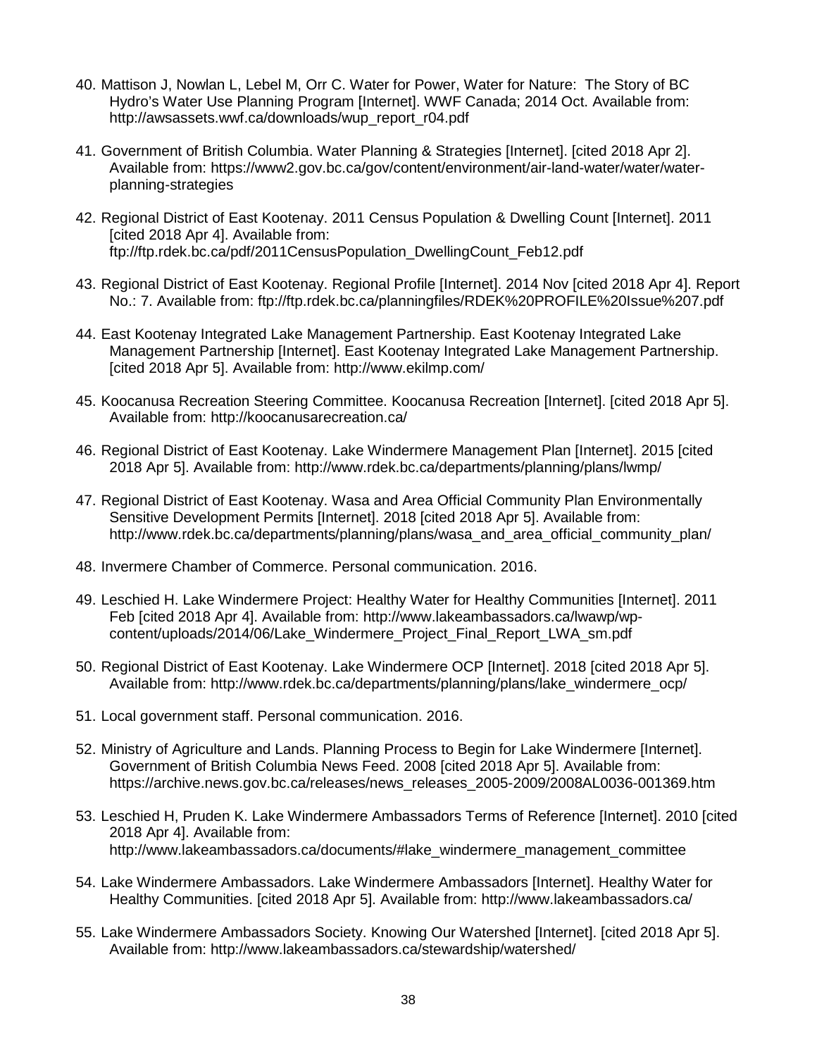40. Mattison J, Nowlan L, Lebel M, Orr C. Water for Power, Water for Nature: The Story of BC Hydro's Water Use Planning Program [Internet]. WWF Canada; 2014 Oct. Available from: http://awsassets.wwf.ca/downloads/wup_report_r04.pdf

41. Government of British Columbia. Water Planning & Strategies [Internet]. [cited 2018 Apr 2]. Available from: https://www2.gov.bc.ca/gov/content/environment/air-land-water/water/water-planning-strategies

42. Regional District of East Kootenay. 2011 Census Population & Dwelling Count [Internet]. 2011 [cited 2018 Apr 4]. Available from: ftp://ftp.rdek.bc.ca/pdf/2011CensusPopulation_DwellingCount_Feb12.pdf

43. Regional District of East Kootenay. Regional Profile [Internet]. 2014 Nov [cited 2018 Apr 4]. Report No.: 7. Available from: ftp://ftp.rdek.bc.ca/planningfiles/RDEK%20PROFILE%20Issue%207.pdf

44. East Kootenay Integrated Lake Management Partnership. East Kootenay Integrated Lake Management Partnership [Internet]. East Kootenay Integrated Lake Management Partnership. [cited 2018 Apr 5]. Available from: http://www.ekilmp.com/

45. Koocanusa Recreation Steering Committee. Koocanusa Recreation [Internet]. [cited 2018 Apr 5]. Available from: http://koocanusarecreation.ca/

46. Regional District of East Kootenay. Lake Windermere Management Plan [Internet]. 2015 [cited 2018 Apr 5]. Available from: http://www.rdek.bc.ca/departments/planning/plans/lwmp/

47. Regional District of East Kootenay. Wasa and Area Official Community Plan Environmentally Sensitive Development Permits [Internet]. 2018 [cited 2018 Apr 5]. Available from: http://www.rdek.bc.ca/departments/planning/plans/wasa_and_area_official_community_plan/

48. Invermere Chamber of Commerce. Personal communication. 2016.

49. Leschied H. Lake Windermere Project: Healthy Water for Healthy Communities [Internet]. 2011 Feb [cited 2018 Apr 4]. Available from: http://www.lakeambassadors.ca/lwawp/wp-content/uploads/2014/06/Lake_Windermere_Project_Final_Report_LWA_sm.pdf

50. Regional District of East Kootenay. Lake Windermere OCP [Internet]. 2018 [cited 2018 Apr 5]. Available from: http://www.rdek.bc.ca/departments/planning/plans/lake_windermere_ocp/

51. Local government staff. Personal communication. 2016.

52. Ministry of Agriculture and Lands. Planning Process to Begin for Lake Windermere [Internet]. Government of British Columbia News Feed. 2008 [cited 2018 Apr 5]. Available from: https://archive.news.gov.bc.ca/releases/news_releases_2005-2009/2008AL0036-001369.htm

53. Leschied H, Pruden K. Lake Windermere Ambassadors Terms of Reference [Internet]. 2010 [cited 2018 Apr 4]. Available from: http://www.lakeambassadors.ca/documents/#lake_windermere_management_committee

54. Lake Windermere Ambassadors. Lake Windermere Ambassadors [Internet]. Healthy Water for Healthy Communities. [cited 2018 Apr 5]. Available from: http://www.lakeambassadors.ca/

55. Lake Windermere Ambassadors Society. Knowing Our Watershed [Internet]. [cited 2018 Apr 5]. Available from: http://www.lakeambassadors.ca/stewardship/watershed/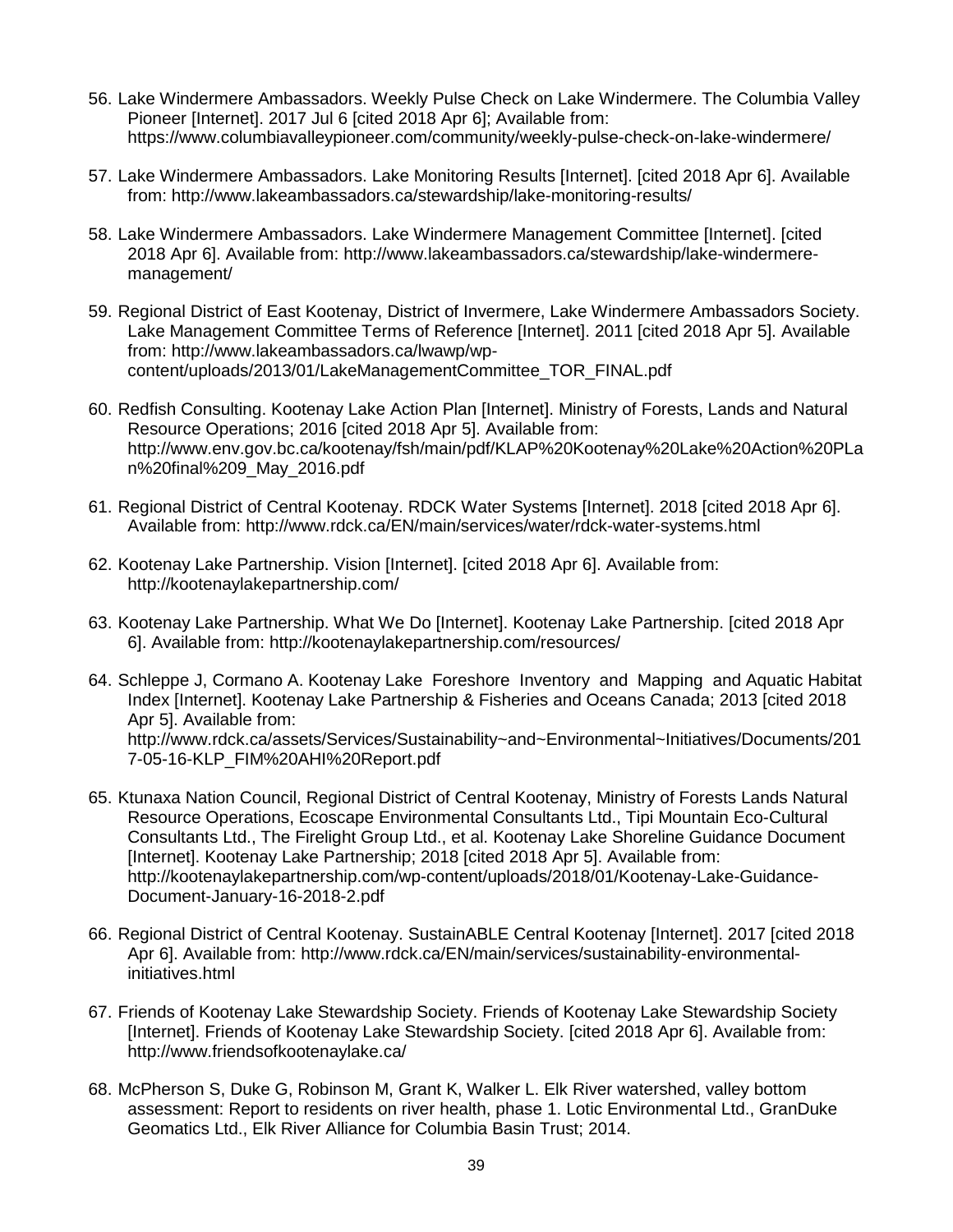56. Lake Windermere Ambassadors. Weekly Pulse Check on Lake Windermere. The Columbia Valley Pioneer [Internet]. 2017 Jul 6 [cited 2018 Apr 6]; Available from: https://www.columbiavalleypioneer.com/community/weekly-pulse-check-on-lake-windermere/

57. Lake Windermere Ambassadors. Lake Monitoring Results [Internet]. [cited 2018 Apr 6]. Available from: http://www.lakeambassadors.ca/stewardship/lake-monitoring-results/

58. Lake Windermere Ambassadors. Lake Windermere Management Committee [Internet]. [cited 2018 Apr 6]. Available from: http://www.lakeambassadors.ca/stewardship/lake-windermere-management/

59. Regional District of East Kootenay, District of Invermere, Lake Windermere Ambassadors Society. Lake Management Committee Terms of Reference [Internet]. 2011 [cited 2018 Apr 5]. Available from: http://www.lakeambassadors.ca/lwawp/wp-content/uploads/2013/01/LakeManagementCommittee_TOR_FINAL.pdf

60. Redfish Consulting. Kootenay Lake Action Plan [Internet]. Ministry of Forests, Lands and Natural Resource Operations; 2016 [cited 2018 Apr 5]. Available from: http://www.env.gov.bc.ca/kootenay/fsh/main/pdf/KLAP%20Kootenay%20Lake%20Action%20PLan%20final%209_May_2016.pdf

61. Regional District of Central Kootenay. RDCK Water Systems [Internet]. 2018 [cited 2018 Apr 6]. Available from: http://www.rdck.ca/EN/main/services/water/rdck-water-systems.html

62. Kootenay Lake Partnership. Vision [Internet]. [cited 2018 Apr 6]. Available from: http://kootenaylakepartnership.com/

63. Kootenay Lake Partnership. What We Do [Internet]. Kootenay Lake Partnership. [cited 2018 Apr 6]. Available from: http://kootenaylakepartnership.com/resources/

64. Schleppe J, Cormano A. Kootenay Lake Foreshore Inventory and Mapping and Aquatic Habitat Index [Internet]. Kootenay Lake Partnership & Fisheries and Oceans Canada; 2013 [cited 2018 Apr 5]. Available from: http://www.rdck.ca/assets/Services/Sustainability~and~Environmental~Initiatives/Documents/2017-05-16-KLP_FIM%20AHI%20Report.pdf

65. Ktunaxa Nation Council, Regional District of Central Kootenay, Ministry of Forests Lands Natural Resource Operations, Ecoscape Environmental Consultants Ltd., Tipi Mountain Eco-Cultural Consultants Ltd., The Firelight Group Ltd., et al. Kootenay Lake Shoreline Guidance Document [Internet]. Kootenay Lake Partnership; 2018 [cited 2018 Apr 5]. Available from: http://kootenaylakepartnership.com/wp-content/uploads/2018/01/Kootenay-Lake-Guidance-Document-January-16-2018-2.pdf

66. Regional District of Central Kootenay. SustainABLE Central Kootenay [Internet]. 2017 [cited 2018 Apr 6]. Available from: http://www.rdck.ca/EN/main/services/sustainability-environmental-initiatives.html

67. Friends of Kootenay Lake Stewardship Society. Friends of Kootenay Lake Stewardship Society [Internet]. Friends of Kootenay Lake Stewardship Society. [cited 2018 Apr 6]. Available from: http://www.friendsofkootenaylake.ca/

68. McPherson S, Duke G, Robinson M, Grant K, Walker L. Elk River watershed, valley bottom assessment: Report to residents on river health, phase 1. Lotic Environmental Ltd., GranDuke Geomatics Ltd., Elk River Alliance for Columbia Basin Trust; 2014.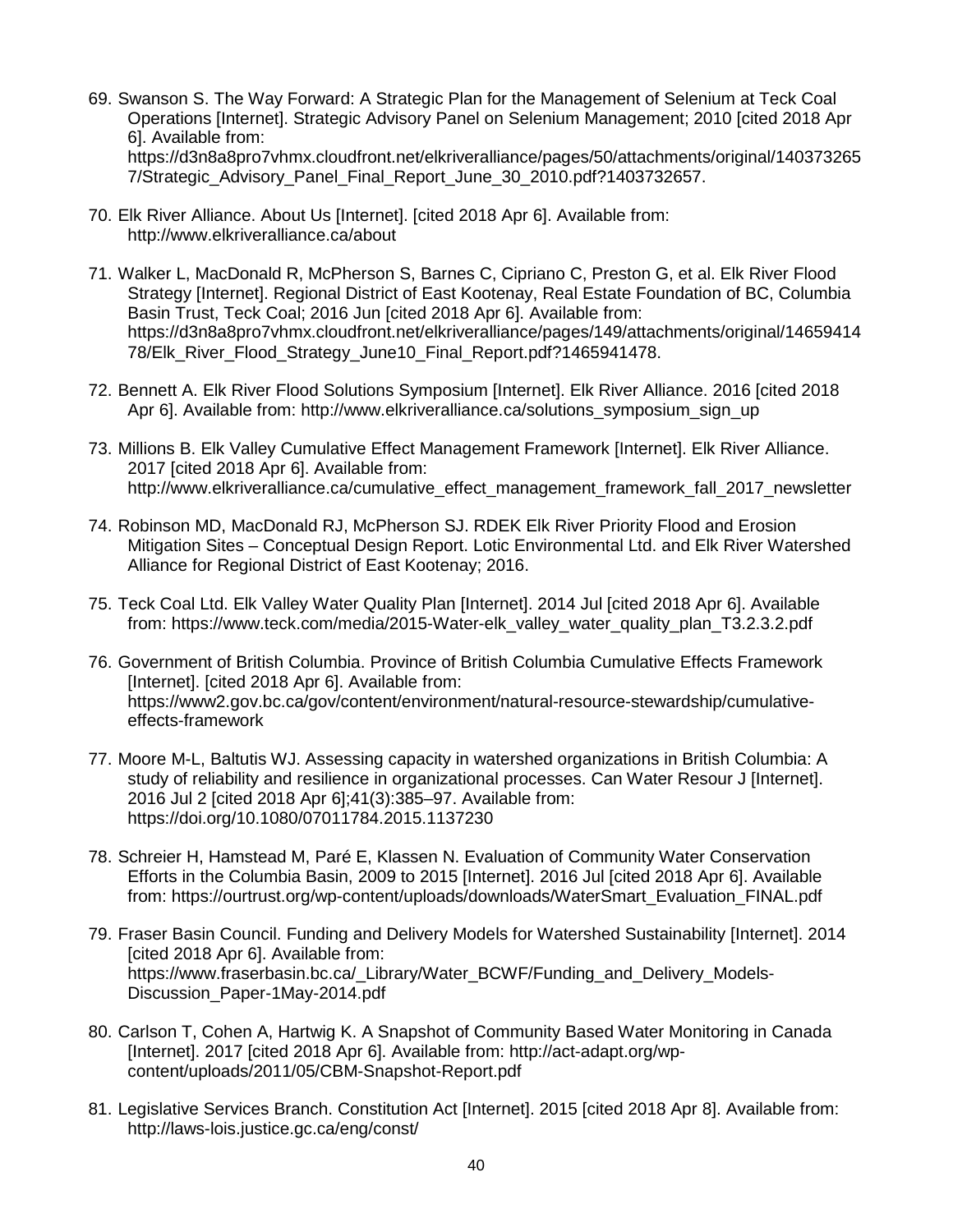69. Swanson S. The Way Forward: A Strategic Plan for the Management of Selenium at Teck Coal Operations [Internet]. Strategic Advisory Panel on Selenium Management; 2010 [cited 2018 Apr 6]. Available from: https://d3n8a8pro7vhmx.cloudfront.net/elkriveralliance/pages/50/attachments/original/1403732657/Strategic_Advisory_Panel_Final_Report_June_30_2010.pdf?1403732657.

70. Elk River Alliance. About Us [Internet]. [cited 2018 Apr 6]. Available from: http://www.elkriveralliance.ca/about

71. Walker L, MacDonald R, McPherson S, Barnes C, Cipriano C, Preston G, et al. Elk River Flood Strategy [Internet]. Regional District of East Kootenay, Real Estate Foundation of BC, Columbia Basin Trust, Teck Coal; 2016 Jun [cited 2018 Apr 6]. Available from: https://d3n8a8pro7vhmx.cloudfront.net/elkriveralliance/pages/149/attachments/original/1465941478/Elk_River_Flood_Strategy_June10_Final_Report.pdf?1465941478.

72. Bennett A. Elk River Flood Solutions Symposium [Internet]. Elk River Alliance. 2016 [cited 2018 Apr 6]. Available from: http://www.elkriveralliance.ca/solutions_symposium_sign_up

73. Millions B. Elk Valley Cumulative Effect Management Framework [Internet]. Elk River Alliance. 2017 [cited 2018 Apr 6]. Available from: http://www.elkriveralliance.ca/cumulative_effect_management_framework_fall_2017_newsletter

74. Robinson MD, MacDonald RJ, McPherson SJ. RDEK Elk River Priority Flood and Erosion Mitigation Sites – Conceptual Design Report. Lotic Environmental Ltd. and Elk River Watershed Alliance for Regional District of East Kootenay; 2016.

75. Teck Coal Ltd. Elk Valley Water Quality Plan [Internet]. 2014 Jul [cited 2018 Apr 6]. Available from: https://www.teck.com/media/2015-Water-elk_valley_water_quality_plan_T3.2.3.2.pdf

76. Government of British Columbia. Province of British Columbia Cumulative Effects Framework [Internet]. [cited 2018 Apr 6]. Available from: https://www2.gov.bc.ca/gov/content/environment/natural-resource-stewardship/cumulative-effects-framework

77. Moore M-L, Baltutis WJ. Assessing capacity in watershed organizations in British Columbia: A study of reliability and resilience in organizational processes. Can Water Resour J [Internet]. 2016 Jul 2 [cited 2018 Apr 6];41(3):385–97. Available from: https://doi.org/10.1080/07011784.2015.1137230

78. Schreier H, Hamstead M, Paré E, Klassen N. Evaluation of Community Water Conservation Efforts in the Columbia Basin, 2009 to 2015 [Internet]. 2016 Jul [cited 2018 Apr 6]. Available from: https://ourtrust.org/wp-content/uploads/downloads/WaterSmart_Evaluation_FINAL.pdf

79. Fraser Basin Council. Funding and Delivery Models for Watershed Sustainability [Internet]. 2014 [cited 2018 Apr 6]. Available from: https://www.fraserbasin.bc.ca/_Library/Water_BCWF/Funding_and_Delivery_Models-Discussion_Paper-1May-2014.pdf

80. Carlson T, Cohen A, Hartwig K. A Snapshot of Community Based Water Monitoring in Canada [Internet]. 2017 [cited 2018 Apr 6]. Available from: http://act-adapt.org/wp-content/uploads/2011/05/CBM-Snapshot-Report.pdf

81. Legislative Services Branch. Constitution Act [Internet]. 2015 [cited 2018 Apr 8]. Available from: http://laws-lois.justice.gc.ca/eng/const/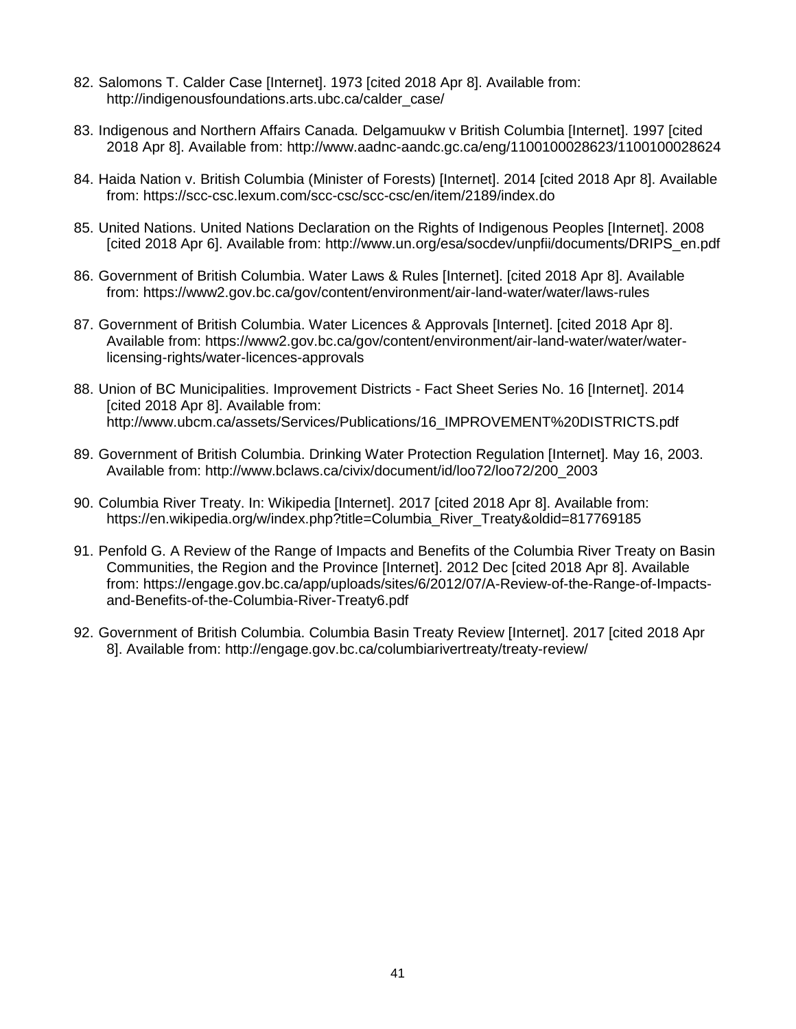82. Salomons T. Calder Case [Internet]. 1973 [cited 2018 Apr 8]. Available from: http://indigenousfoundations.arts.ubc.ca/calder_case/

83. Indigenous and Northern Affairs Canada. Delgamuukw v British Columbia [Internet]. 1997 [cited 2018 Apr 8]. Available from: http://www.aadnc-aandc.gc.ca/eng/1100100028623/1100100028624

84. Haida Nation v. British Columbia (Minister of Forests) [Internet]. 2014 [cited 2018 Apr 8]. Available from: https://scc-csc.lexum.com/scc-csc/scc-csc/en/item/2189/index.do

85. United Nations. United Nations Declaration on the Rights of Indigenous Peoples [Internet]. 2008 [cited 2018 Apr 6]. Available from: http://www.un.org/esa/socdev/unpfii/documents/DRIPS_en.pdf

86. Government of British Columbia. Water Laws & Rules [Internet]. [cited 2018 Apr 8]. Available from: https://www2.gov.bc.ca/gov/content/environment/air-land-water/water/laws-rules

87. Government of British Columbia. Water Licences & Approvals [Internet]. [cited 2018 Apr 8]. Available from: https://www2.gov.bc.ca/gov/content/environment/air-land-water/water/water-licensing-rights/water-licences-approvals

88. Union of BC Municipalities. Improvement Districts - Fact Sheet Series No. 16 [Internet]. 2014 [cited 2018 Apr 8]. Available from: http://www.ubcm.ca/assets/Services/Publications/16_IMPROVEMENT%20DISTRICTS.pdf

89. Government of British Columbia. Drinking Water Protection Regulation [Internet]. May 16, 2003. Available from: http://www.bclaws.ca/civix/document/id/loo72/loo72/200_2003

90. Columbia River Treaty. In: Wikipedia [Internet]. 2017 [cited 2018 Apr 8]. Available from: https://en.wikipedia.org/w/index.php?title=Columbia_River_Treaty&oldid=817769185

91. Penfold G. A Review of the Range of Impacts and Benefits of the Columbia River Treaty on Basin Communities, the Region and the Province [Internet]. 2012 Dec [cited 2018 Apr 8]. Available from: https://engage.gov.bc.ca/app/uploads/sites/6/2012/07/A-Review-of-the-Range-of-Impacts-and-Benefits-of-the-Columbia-River-Treaty6.pdf

92. Government of British Columbia. Columbia Basin Treaty Review [Internet]. 2017 [cited 2018 Apr 8]. Available from: http://engage.gov.bc.ca/columbiarivertreaty/treaty-review/